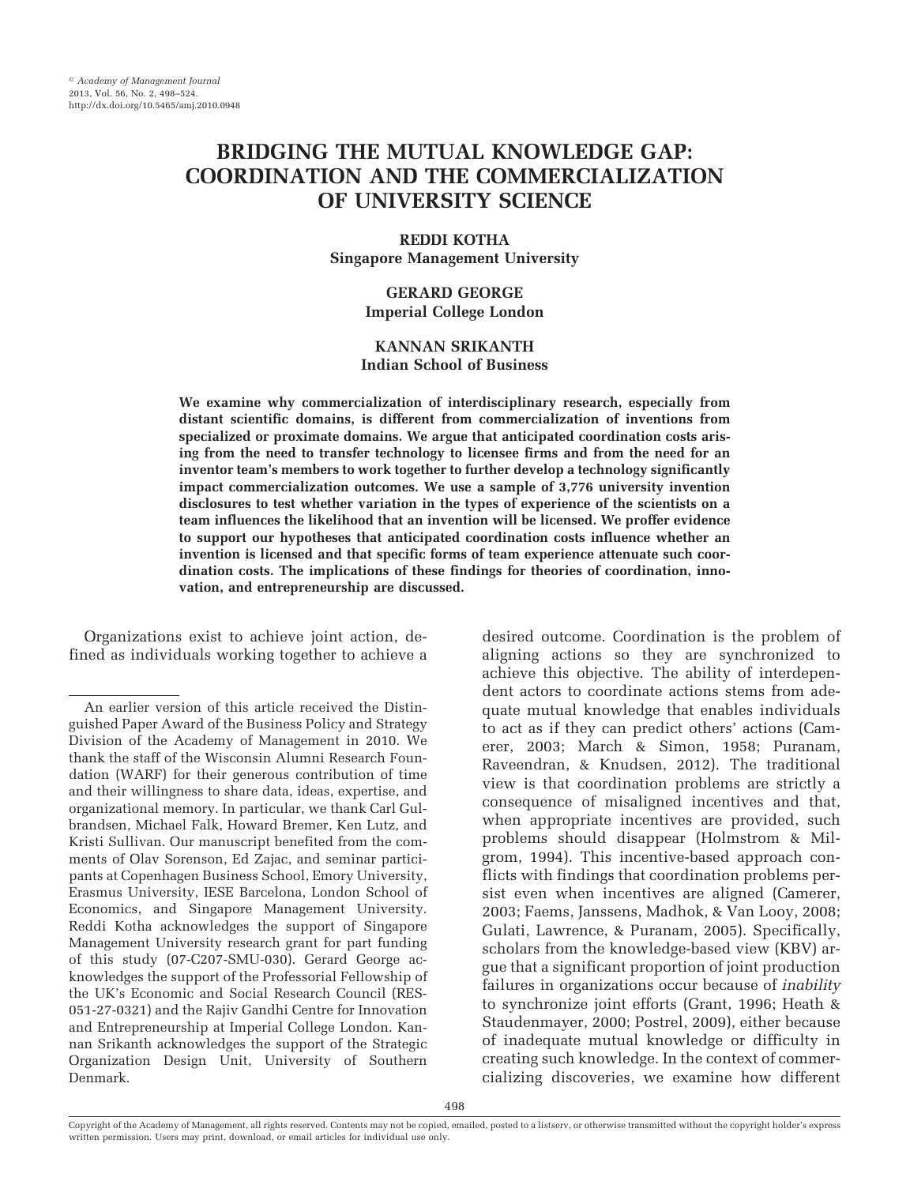# BRIDGING THE MUTUAL KNOWLEDGE GAP: COORDINATION AND THE COMMERCIALIZATION OF UNIVERSITY SCIENCE

**REDDI KOTHA**
**Singapore Management University**

**GERARD GEORGE**
**Imperial College London**

**KANNAN SRIKANTH**
**Indian School of Business**

**We examine why commercialization of interdisciplinary research, especially from distant scientific domains, is different from commercialization of inventions from specialized or proximate domains. We argue that anticipated coordination costs arising from the need to transfer technology to licensee firms and from the need for an inventor team's members to work together to further develop a technology significantly impact commercialization outcomes. We use a sample of 3,776 university invention disclosures to test whether variation in the types of experience of the scientists on a team influences the likelihood that an invention will be licensed. We proffer evidence to support our hypotheses that anticipated coordination costs influence whether an invention is licensed and that specific forms of team experience attenuate such coordination costs. The implications of these findings for theories of coordination, innovation, and entrepreneurship are discussed.**

Organizations exist to achieve joint action, defined as individuals working together to achieve a desired outcome. Coordination is the problem of aligning actions so they are synchronized to achieve this objective. The ability of interdependent actors to coordinate actions stems from adequate mutual knowledge that enables individuals to act as if they can predict others' actions (Camerer, 2003; March & Simon, 1958; Puranam, Raveendran, & Knudsen, 2012). The traditional view is that coordination problems are strictly a consequence of misaligned incentives and that, when appropriate incentives are provided, such problems should disappear (Holmstrom & Milgrom, 1994). This incentive-based approach conflicts with findings that coordination problems persist even when incentives are aligned (Camerer, 2003; Faems, Janssens, Madhok, & Van Looy, 2008; Gulati, Lawrence, & Puranam, 2005). Specifically, scholars from the knowledge-based view (KBV) argue that a significant proportion of joint production failures in organizations occur because of *inability* to synchronize joint efforts (Grant, 1996; Heath & Staudenmayer, 2000; Postrel, 2009), either because of inadequate mutual knowledge or difficulty in creating such knowledge. In the context of commercializing discoveries, we examine how different

An earlier version of this article received the Distinguished Paper Award of the Business Policy and Strategy Division of the Academy of Management in 2010. We thank the staff of the Wisconsin Alumni Research Foundation (WARF) for their generous contribution of time and their willingness to share data, ideas, expertise, and organizational memory. In particular, we thank Carl Gulbrandsen, Michael Falk, Howard Bremer, Ken Lutz, and Kristi Sullivan. Our manuscript benefited from the comments of Olav Sorenson, Ed Zajac, and seminar participants at Copenhagen Business School, Emory University, Erasmus University, IESE Barcelona, London School of Economics, and Singapore Management University. Reddi Kotha acknowledges the support of Singapore Management University research grant for part funding of this study (07-C207-SMU-030). Gerard George acknowledges the support of the Professorial Fellowship of the UK's Economic and Social Research Council (RES-051-27-0321) and the Rajiv Gandhi Centre for Innovation and Entrepreneurship at Imperial College London. Kannan Srikanth acknowledges the support of the Strategic Organization Design Unit, University of Southern Denmark.

Copyright of the Academy of Management, all rights reserved. Contents may not be copied, emailed, posted to a listserv, or otherwise transmitted without the copyright holder's express written permission. Users may print, download, or email articles for individual use only.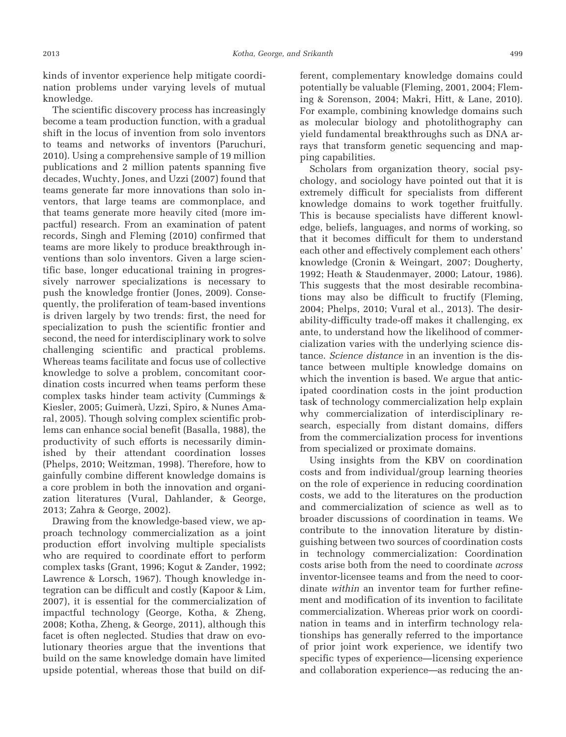kinds of inventor experience help mitigate coordination problems under varying levels of mutual knowledge.

The scientific discovery process has increasingly become a team production function, with a gradual shift in the locus of invention from solo inventors to teams and networks of inventors (Paruchuri, 2010). Using a comprehensive sample of 19 million publications and 2 million patents spanning five decades, Wuchty, Jones, and Uzzi (2007) found that teams generate far more innovations than solo inventors, that large teams are commonplace, and that teams generate more heavily cited (more impactful) research. From an examination of patent records, Singh and Fleming (2010) confirmed that teams are more likely to produce breakthrough inventions than solo inventors. Given a large scientific base, longer educational training in progressively narrower specializations is necessary to push the knowledge frontier (Jones, 2009). Consequently, the proliferation of team-based inventions is driven largely by two trends: first, the need for specialization to push the scientific frontier and second, the need for interdisciplinary work to solve challenging scientific and practical problems. Whereas teams facilitate and focus use of collective knowledge to solve a problem, concomitant coordination costs incurred when teams perform these complex tasks hinder team activity (Cummings & Kiesler, 2005; Guimerà, Uzzi, Spiro, & Nunes Amaral, 2005). Though solving complex scientific problems can enhance social benefit (Basalla, 1988), the productivity of such efforts is necessarily diminished by their attendant coordination losses (Phelps, 2010; Weitzman, 1998). Therefore, how to gainfully combine different knowledge domains is a core problem in both the innovation and organization literatures (Vural, Dahlander, & George, 2013; Zahra & George, 2002).

Drawing from the knowledge-based view, we approach technology commercialization as a joint production effort involving multiple specialists who are required to coordinate effort to perform complex tasks (Grant, 1996; Kogut & Zander, 1992; Lawrence & Lorsch, 1967). Though knowledge integration can be difficult and costly (Kapoor & Lim, 2007), it is essential for the commercialization of impactful technology (George, Kotha, & Zheng, 2008; Kotha, Zheng, & George, 2011), although this facet is often neglected. Studies that draw on evolutionary theories argue that the inventions that build on the same knowledge domain have limited upside potential, whereas those that build on different, complementary knowledge domains could potentially be valuable (Fleming, 2001, 2004; Fleming & Sorenson, 2004; Makri, Hitt, & Lane, 2010). For example, combining knowledge domains such as molecular biology and photolithography can yield fundamental breakthroughs such as DNA arrays that transform genetic sequencing and mapping capabilities.

Scholars from organization theory, social psychology, and sociology have pointed out that it is extremely difficult for specialists from different knowledge domains to work together fruitfully. This is because specialists have different knowledge, beliefs, languages, and norms of working, so that it becomes difficult for them to understand each other and effectively complement each others' knowledge (Cronin & Weingart, 2007; Dougherty, 1992; Heath & Staudenmayer, 2000; Latour, 1986). This suggests that the most desirable recombinations may also be difficult to fructify (Fleming, 2004; Phelps, 2010; Vural et al., 2013). The desirability-difficulty trade-off makes it challenging, ex ante, to understand how the likelihood of commercialization varies with the underlying science distance. *Science distance* in an invention is the distance between multiple knowledge domains on which the invention is based. We argue that anticipated coordination costs in the joint production task of technology commercialization help explain why commercialization of interdisciplinary research, especially from distant domains, differs from the commercialization process for inventions from specialized or proximate domains.

Using insights from the KBV on coordination costs and from individual/group learning theories on the role of experience in reducing coordination costs, we add to the literatures on the production and commercialization of science as well as to broader discussions of coordination in teams. We contribute to the innovation literature by distinguishing between two sources of coordination costs in technology commercialization: Coordination costs arise both from the need to coordinate *across* inventor-licensee teams and from the need to coordinate *within* an inventor team for further refinement and modification of its invention to facilitate commercialization. Whereas prior work on coordination in teams and in interfirm technology relationships has generally referred to the importance of prior joint work experience, we identify two specific types of experience—licensing experience and collaboration experience—as reducing the an-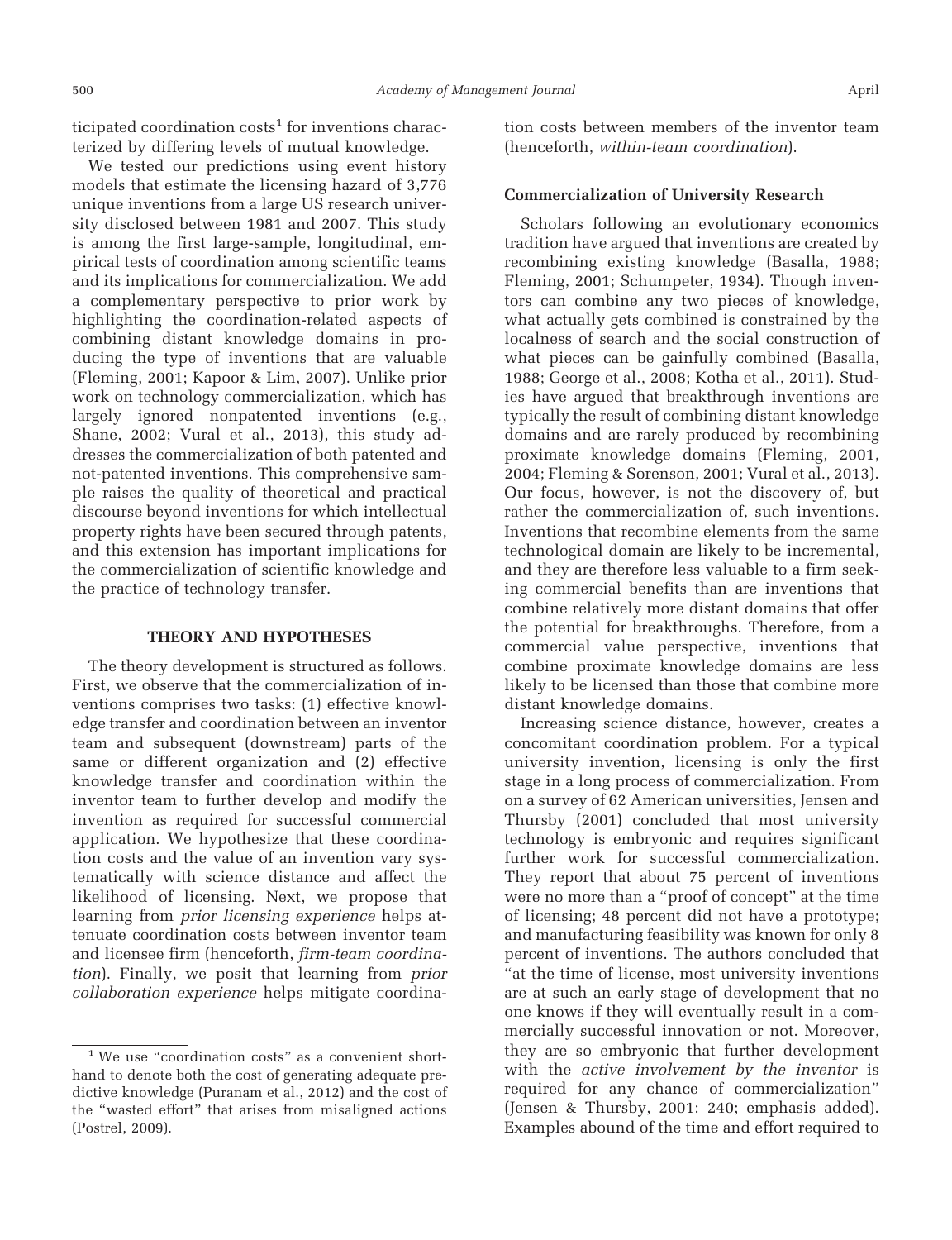ticipated coordination costs[1] for inventions characterized by differing levels of mutual knowledge.

We tested our predictions using event history models that estimate the licensing hazard of 3,776 unique inventions from a large US research university disclosed between 1981 and 2007. This study is among the first large-sample, longitudinal, empirical tests of coordination among scientific teams and its implications for commercialization. We add a complementary perspective to prior work by highlighting the coordination-related aspects of combining distant knowledge domains in producing the type of inventions that are valuable (Fleming, 2001; Kapoor & Lim, 2007). Unlike prior work on technology commercialization, which has largely ignored nonpatented inventions (e.g., Shane, 2002; Vural et al., 2013), this study addresses the commercialization of both patented and not-patented inventions. This comprehensive sample raises the quality of theoretical and practical discourse beyond inventions for which intellectual property rights have been secured through patents, and this extension has important implications for the commercialization of scientific knowledge and the practice of technology transfer.

## THEORY AND HYPOTHESES

The theory development is structured as follows. First, we observe that the commercialization of inventions comprises two tasks: (1) effective knowledge transfer and coordination between an inventor team and subsequent (downstream) parts of the same or different organization and (2) effective knowledge transfer and coordination within the inventor team to further develop and modify the invention as required for successful commercial application. We hypothesize that these coordination costs and the value of an invention vary systematically with science distance and affect the likelihood of licensing. Next, we propose that learning from *prior licensing experience* helps attenuate coordination costs between inventor team and licensee firm (henceforth, *firm-team coordination*). Finally, we posit that learning from *prior collaboration experience* helps mitigate coordination costs between members of the inventor team (henceforth, *within-team coordination*).

### Commercialization of University Research

Scholars following an evolutionary economics tradition have argued that inventions are created by recombining existing knowledge (Basalla, 1988; Fleming, 2001; Schumpeter, 1934). Though inventors can combine any two pieces of knowledge, what actually gets combined is constrained by the localness of search and the social construction of what pieces can be gainfully combined (Basalla, 1988; George et al., 2008; Kotha et al., 2011). Studies have argued that breakthrough inventions are typically the result of combining distant knowledge domains and are rarely produced by recombining proximate knowledge domains (Fleming, 2001, 2004; Fleming & Sorenson, 2001; Vural et al., 2013). Our focus, however, is not the discovery of, but rather the commercialization of, such inventions. Inventions that recombine elements from the same technological domain are likely to be incremental, and they are therefore less valuable to a firm seeking commercial benefits than are inventions that combine relatively more distant domains that offer the potential for breakthroughs. Therefore, from a commercial value perspective, inventions that combine proximate knowledge domains are less likely to be licensed than those that combine more distant knowledge domains.

Increasing science distance, however, creates a concomitant coordination problem. For a typical university invention, licensing is only the first stage in a long process of commercialization. From on a survey of 62 American universities, Jensen and Thursby (2001) concluded that most university technology is embryonic and requires significant further work for successful commercialization. They report that about 75 percent of inventions were no more than a "proof of concept" at the time of licensing; 48 percent did not have a prototype; and manufacturing feasibility was known for only 8 percent of inventions. The authors concluded that "at the time of license, most university inventions are at such an early stage of development that no one knows if they will eventually result in a commercially successful innovation or not. Moreover, they are so embryonic that further development with the *active involvement by the inventor* is required for any chance of commercialization" (Jensen & Thursby, 2001: 240; emphasis added). Examples abound of the time and effort required to

[1] We use "coordination costs" as a convenient shorthand to denote both the cost of generating adequate predictive knowledge (Puranam et al., 2012) and the cost of the "wasted effort" that arises from misaligned actions (Postrel, 2009).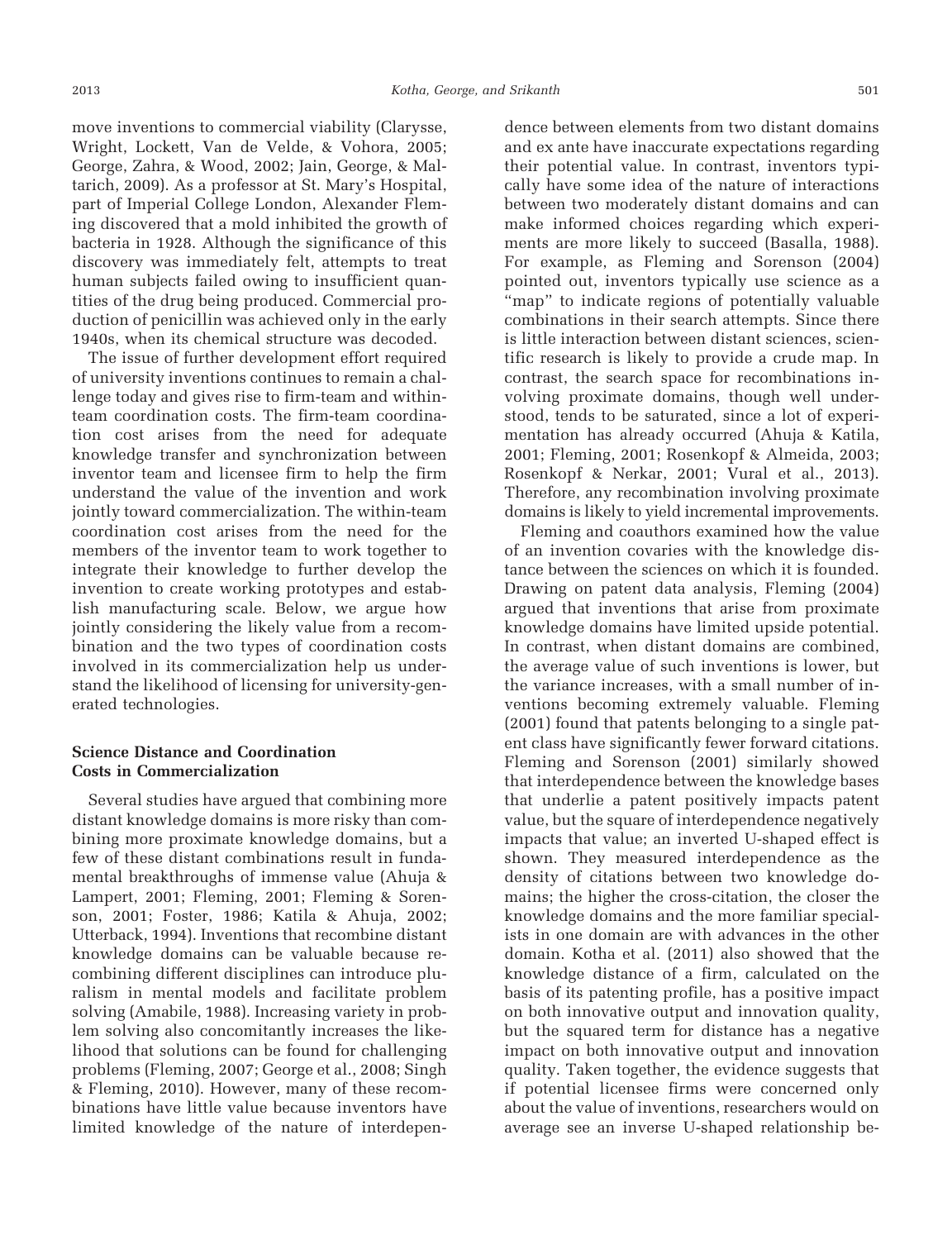move inventions to commercial viability (Clarysse, Wright, Lockett, Van de Velde, & Vohora, 2005; George, Zahra, & Wood, 2002; Jain, George, & Maltarich, 2009). As a professor at St. Mary's Hospital, part of Imperial College London, Alexander Fleming discovered that a mold inhibited the growth of bacteria in 1928. Although the significance of this discovery was immediately felt, attempts to treat human subjects failed owing to insufficient quantities of the drug being produced. Commercial production of penicillin was achieved only in the early 1940s, when its chemical structure was decoded.

The issue of further development effort required of university inventions continues to remain a challenge today and gives rise to firm-team and within-team coordination costs. The firm-team coordination cost arises from the need for adequate knowledge transfer and synchronization between inventor team and licensee firm to help the firm understand the value of the invention and work jointly toward commercialization. The within-team coordination cost arises from the need for the members of the inventor team to work together to integrate their knowledge to further develop the invention to create working prototypes and establish manufacturing scale. Below, we argue how jointly considering the likely value from a recombination and the two types of coordination costs involved in its commercialization help us understand the likelihood of licensing for university-generated technologies.

### Science Distance and Coordination Costs in Commercialization

Several studies have argued that combining more distant knowledge domains is more risky than combining more proximate knowledge domains, but a few of these distant combinations result in fundamental breakthroughs of immense value (Ahuja & Lampert, 2001; Fleming, 2001; Fleming & Sorenson, 2001; Foster, 1986; Katila & Ahuja, 2002; Utterback, 1994). Inventions that recombine distant knowledge domains can be valuable because recombining different disciplines can introduce pluralism in mental models and facilitate problem solving (Amabile, 1988). Increasing variety in problem solving also concomitantly increases the likelihood that solutions can be found for challenging problems (Fleming, 2007; George et al., 2008; Singh & Fleming, 2010). However, many of these recombinations have little value because inventors have limited knowledge of the nature of interdependence between elements from two distant domains and ex ante have inaccurate expectations regarding their potential value. In contrast, inventors typically have some idea of the nature of interactions between two moderately distant domains and can make informed choices regarding which experiments are more likely to succeed (Basalla, 1988). For example, as Fleming and Sorenson (2004) pointed out, inventors typically use science as a "map" to indicate regions of potentially valuable combinations in their search attempts. Since there is little interaction between distant sciences, scientific research is likely to provide a crude map. In contrast, the search space for recombinations involving proximate domains, though well understood, tends to be saturated, since a lot of experimentation has already occurred (Ahuja & Katila, 2001; Fleming, 2001; Rosenkopf & Almeida, 2003; Rosenkopf & Nerkar, 2001; Vural et al., 2013). Therefore, any recombination involving proximate domains is likely to yield incremental improvements.

Fleming and coauthors examined how the value of an invention covaries with the knowledge distance between the sciences on which it is founded. Drawing on patent data analysis, Fleming (2004) argued that inventions that arise from proximate knowledge domains have limited upside potential. In contrast, when distant domains are combined, the average value of such inventions is lower, but the variance increases, with a small number of inventions becoming extremely valuable. Fleming (2001) found that patents belonging to a single patent class have significantly fewer forward citations. Fleming and Sorenson (2001) similarly showed that interdependence between the knowledge bases that underlie a patent positively impacts patent value, but the square of interdependence negatively impacts that value; an inverted U-shaped effect is shown. They measured interdependence as the density of citations between two knowledge domains; the higher the cross-citation, the closer the knowledge domains and the more familiar specialists in one domain are with advances in the other domain. Kotha et al. (2011) also showed that the knowledge distance of a firm, calculated on the basis of its patenting profile, has a positive impact on both innovative output and innovation quality, but the squared term for distance has a negative impact on both innovative output and innovation quality. Taken together, the evidence suggests that if potential licensee firms were concerned only about the value of inventions, researchers would on average see an inverse U-shaped relationship be-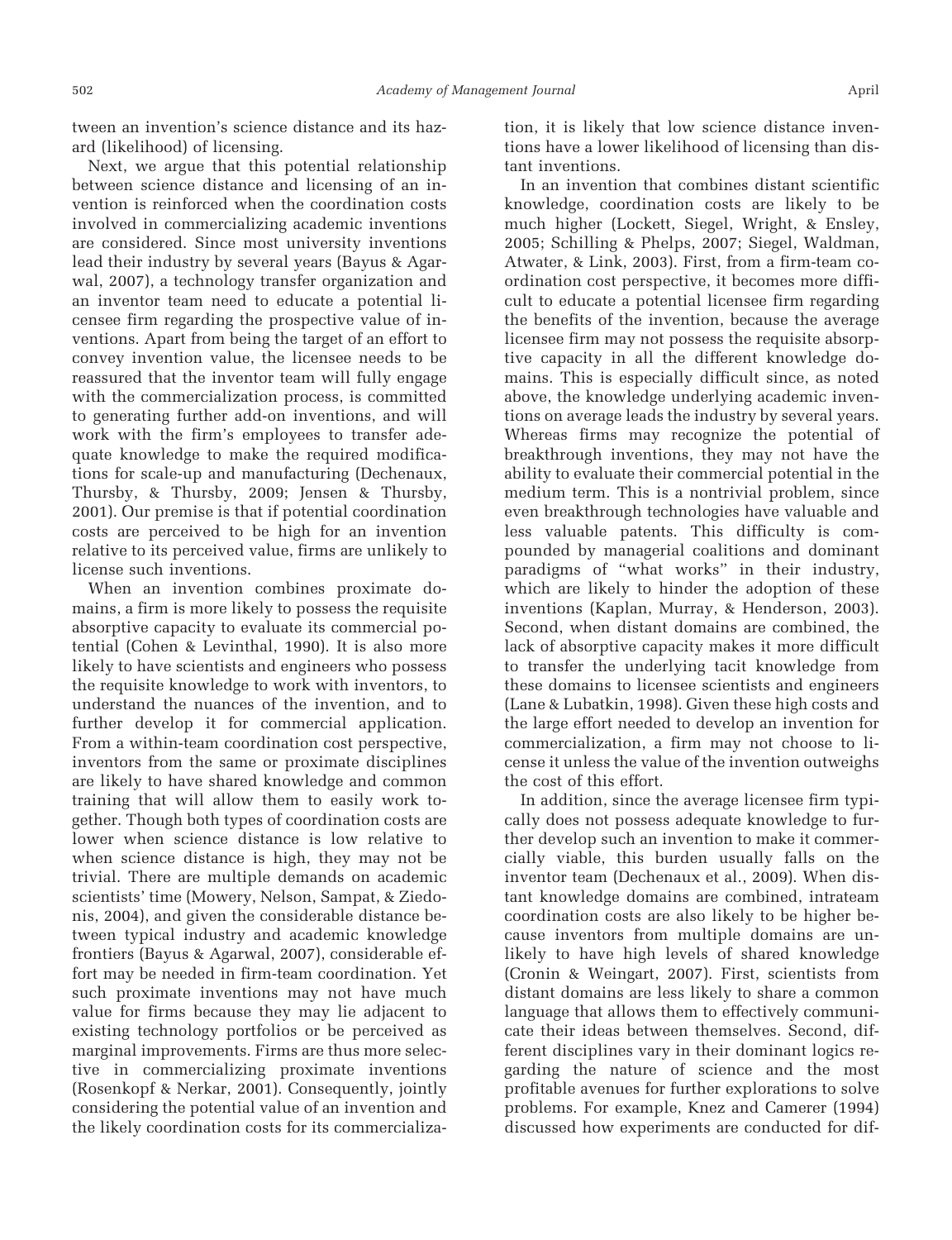tween an invention's science distance and its hazard (likelihood) of licensing.

Next, we argue that this potential relationship between science distance and licensing of an invention is reinforced when the coordination costs involved in commercializing academic inventions are considered. Since most university inventions lead their industry by several years (Bayus & Agarwal, 2007), a technology transfer organization and an inventor team need to educate a potential licensee firm regarding the prospective value of inventions. Apart from being the target of an effort to convey invention value, the licensee needs to be reassured that the inventor team will fully engage with the commercialization process, is committed to generating further add-on inventions, and will work with the firm's employees to transfer adequate knowledge to make the required modifications for scale-up and manufacturing (Dechenaux, Thursby, & Thursby, 2009; Jensen & Thursby, 2001). Our premise is that if potential coordination costs are perceived to be high for an invention relative to its perceived value, firms are unlikely to license such inventions.

When an invention combines proximate domains, a firm is more likely to possess the requisite absorptive capacity to evaluate its commercial potential (Cohen & Levinthal, 1990). It is also more likely to have scientists and engineers who possess the requisite knowledge to work with inventors, to understand the nuances of the invention, and to further develop it for commercial application. From a within-team coordination cost perspective, inventors from the same or proximate disciplines are likely to have shared knowledge and common training that will allow them to easily work together. Though both types of coordination costs are lower when science distance is low relative to when science distance is high, they may not be trivial. There are multiple demands on academic scientists' time (Mowery, Nelson, Sampat, & Ziedonis, 2004), and given the considerable distance between typical industry and academic knowledge frontiers (Bayus & Agarwal, 2007), considerable effort may be needed in firm-team coordination. Yet such proximate inventions may not have much value for firms because they may lie adjacent to existing technology portfolios or be perceived as marginal improvements. Firms are thus more selective in commercializing proximate inventions (Rosenkopf & Nerkar, 2001). Consequently, jointly considering the potential value of an invention and the likely coordination costs for its commercialization, it is likely that low science distance inventions have a lower likelihood of licensing than distant inventions.

In an invention that combines distant scientific knowledge, coordination costs are likely to be much higher (Lockett, Siegel, Wright, & Ensley, 2005; Schilling & Phelps, 2007; Siegel, Waldman, Atwater, & Link, 2003). First, from a firm-team coordination cost perspective, it becomes more difficult to educate a potential licensee firm regarding the benefits of the invention, because the average licensee firm may not possess the requisite absorptive capacity in all the different knowledge domains. This is especially difficult since, as noted above, the knowledge underlying academic inventions on average leads the industry by several years. Whereas firms may recognize the potential of breakthrough inventions, they may not have the ability to evaluate their commercial potential in the medium term. This is a nontrivial problem, since even breakthrough technologies have valuable and less valuable patents. This difficulty is compounded by managerial coalitions and dominant paradigms of "what works" in their industry, which are likely to hinder the adoption of these inventions (Kaplan, Murray, & Henderson, 2003). Second, when distant domains are combined, the lack of absorptive capacity makes it more difficult to transfer the underlying tacit knowledge from these domains to licensee scientists and engineers (Lane & Lubatkin, 1998). Given these high costs and the large effort needed to develop an invention for commercialization, a firm may not choose to license it unless the value of the invention outweighs the cost of this effort.

In addition, since the average licensee firm typically does not possess adequate knowledge to further develop such an invention to make it commercially viable, this burden usually falls on the inventor team (Dechenaux et al., 2009). When distant knowledge domains are combined, intrateam coordination costs are also likely to be higher because inventors from multiple domains are unlikely to have high levels of shared knowledge (Cronin & Weingart, 2007). First, scientists from distant domains are less likely to share a common language that allows them to effectively communicate their ideas between themselves. Second, different disciplines vary in their dominant logics regarding the nature of science and the most profitable avenues for further explorations to solve problems. For example, Knez and Camerer (1994) discussed how experiments are conducted for dif-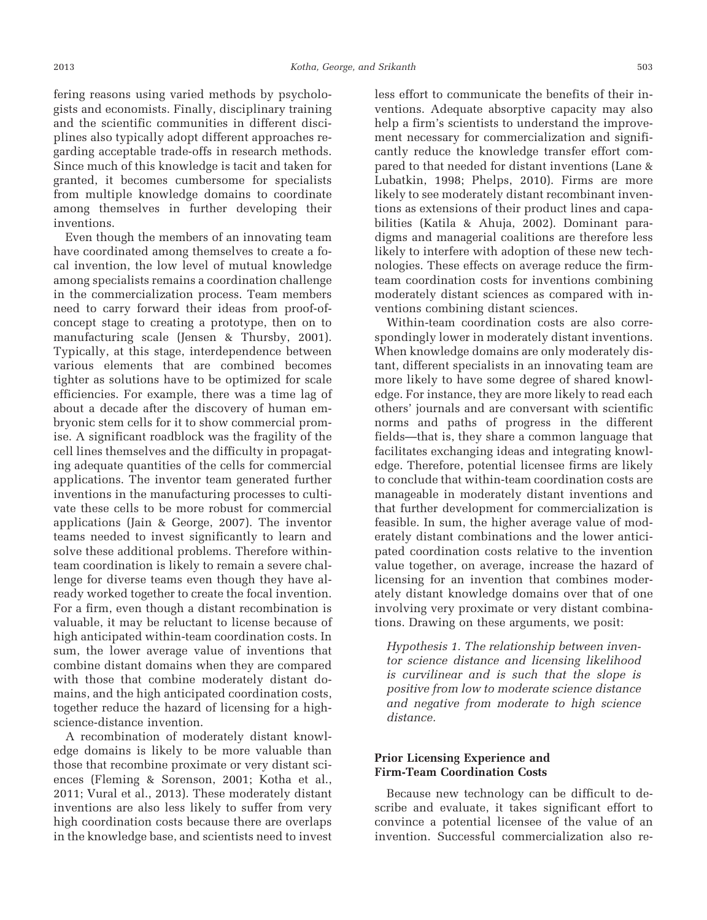fering reasons using varied methods by psychologists and economists. Finally, disciplinary training and the scientific communities in different disciplines also typically adopt different approaches regarding acceptable trade-offs in research methods. Since much of this knowledge is tacit and taken for granted, it becomes cumbersome for specialists from multiple knowledge domains to coordinate among themselves in further developing their inventions.

Even though the members of an innovating team have coordinated among themselves to create a focal invention, the low level of mutual knowledge among specialists remains a coordination challenge in the commercialization process. Team members need to carry forward their ideas from proof-of-concept stage to creating a prototype, then on to manufacturing scale (Jensen & Thursby, 2001). Typically, at this stage, interdependence between various elements that are combined becomes tighter as solutions have to be optimized for scale efficiencies. For example, there was a time lag of about a decade after the discovery of human embryonic stem cells for it to show commercial promise. A significant roadblock was the fragility of the cell lines themselves and the difficulty in propagating adequate quantities of the cells for commercial applications. The inventor team generated further inventions in the manufacturing processes to cultivate these cells to be more robust for commercial applications (Jain & George, 2007). The inventor teams needed to invest significantly to learn and solve these additional problems. Therefore within-team coordination is likely to remain a severe challenge for diverse teams even though they have already worked together to create the focal invention. For a firm, even though a distant recombination is valuable, it may be reluctant to license because of high anticipated within-team coordination costs. In sum, the lower average value of inventions that combine distant domains when they are compared with those that combine moderately distant domains, and the high anticipated coordination costs, together reduce the hazard of licensing for a high-science-distance invention.

A recombination of moderately distant knowledge domains is likely to be more valuable than those that recombine proximate or very distant sciences (Fleming & Sorenson, 2001; Kotha et al., 2011; Vural et al., 2013). These moderately distant inventions are also less likely to suffer from very high coordination costs because there are overlaps in the knowledge base, and scientists need to invest less effort to communicate the benefits of their inventions. Adequate absorptive capacity may also help a firm's scientists to understand the improvement necessary for commercialization and significantly reduce the knowledge transfer effort compared to that needed for distant inventions (Lane & Lubatkin, 1998; Phelps, 2010). Firms are more likely to see moderately distant recombinant inventions as extensions of their product lines and capabilities (Katila & Ahuja, 2002). Dominant paradigms and managerial coalitions are therefore less likely to interfere with adoption of these new technologies. These effects on average reduce the firm-team coordination costs for inventions combining moderately distant sciences as compared with inventions combining distant sciences.

Within-team coordination costs are also correspondingly lower in moderately distant inventions. When knowledge domains are only moderately distant, different specialists in an innovating team are more likely to have some degree of shared knowledge. For instance, they are more likely to read each others' journals and are conversant with scientific norms and paths of progress in the different fields—that is, they share a common language that facilitates exchanging ideas and integrating knowledge. Therefore, potential licensee firms are likely to conclude that within-team coordination costs are manageable in moderately distant inventions and that further development for commercialization is feasible. In sum, the higher average value of moderately distant combinations and the lower anticipated coordination costs relative to the invention value together, on average, increase the hazard of licensing for an invention that combines moderately distant knowledge domains over that of one involving very proximate or very distant combinations. Drawing on these arguments, we posit:

> *Hypothesis 1. The relationship between inventor science distance and licensing likelihood is curvilinear and is such that the slope is positive from low to moderate science distance and negative from moderate to high science distance.*

### Prior Licensing Experience and Firm-Team Coordination Costs

Because new technology can be difficult to describe and evaluate, it takes significant effort to convince a potential licensee of the value of an invention. Successful commercialization also re-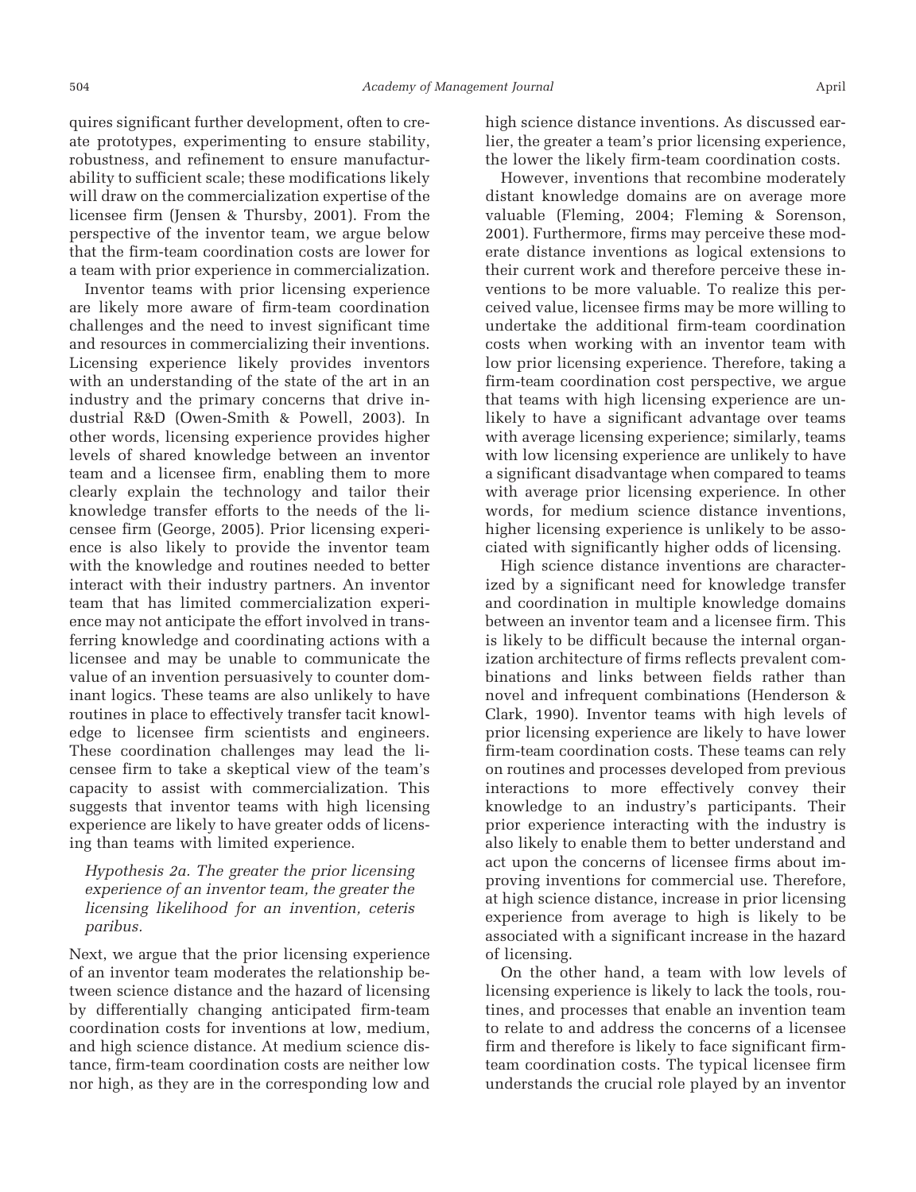quires significant further development, often to create prototypes, experimenting to ensure stability, robustness, and refinement to ensure manufacturability to sufficient scale; these modifications likely will draw on the commercialization expertise of the licensee firm (Jensen & Thursby, 2001). From the perspective of the inventor team, we argue below that the firm-team coordination costs are lower for a team with prior experience in commercialization.

Inventor teams with prior licensing experience are likely more aware of firm-team coordination challenges and the need to invest significant time and resources in commercializing their inventions. Licensing experience likely provides inventors with an understanding of the state of the art in an industry and the primary concerns that drive industrial R&D (Owen-Smith & Powell, 2003). In other words, licensing experience provides higher levels of shared knowledge between an inventor team and a licensee firm, enabling them to more clearly explain the technology and tailor their knowledge transfer efforts to the needs of the licensee firm (George, 2005). Prior licensing experience is also likely to provide the inventor team with the knowledge and routines needed to better interact with their industry partners. An inventor team that has limited commercialization experience may not anticipate the effort involved in transferring knowledge and coordinating actions with a licensee and may be unable to communicate the value of an invention persuasively to counter dominant logics. These teams are also unlikely to have routines in place to effectively transfer tacit knowledge to licensee firm scientists and engineers. These coordination challenges may lead the licensee firm to take a skeptical view of the team's capacity to assist with commercialization. This suggests that inventor teams with high licensing experience are likely to have greater odds of licensing than teams with limited experience.

*Hypothesis 2a. The greater the prior licensing experience of an inventor team, the greater the licensing likelihood for an invention, ceteris paribus.*

Next, we argue that the prior licensing experience of an inventor team moderates the relationship between science distance and the hazard of licensing by differentially changing anticipated firm-team coordination costs for inventions at low, medium, and high science distance. At medium science distance, firm-team coordination costs are neither low nor high, as they are in the corresponding low and high science distance inventions. As discussed earlier, the greater a team's prior licensing experience, the lower the likely firm-team coordination costs.

However, inventions that recombine moderately distant knowledge domains are on average more valuable (Fleming, 2004; Fleming & Sorenson, 2001). Furthermore, firms may perceive these moderate distance inventions as logical extensions to their current work and therefore perceive these inventions to be more valuable. To realize this perceived value, licensee firms may be more willing to undertake the additional firm-team coordination costs when working with an inventor team with low prior licensing experience. Therefore, taking a firm-team coordination cost perspective, we argue that teams with high licensing experience are unlikely to have a significant advantage over teams with average licensing experience; similarly, teams with low licensing experience are unlikely to have a significant disadvantage when compared to teams with average prior licensing experience. In other words, for medium science distance inventions, higher licensing experience is unlikely to be associated with significantly higher odds of licensing.

High science distance inventions are characterized by a significant need for knowledge transfer and coordination in multiple knowledge domains between an inventor team and a licensee firm. This is likely to be difficult because the internal organization architecture of firms reflects prevalent combinations and links between fields rather than novel and infrequent combinations (Henderson & Clark, 1990). Inventor teams with high levels of prior licensing experience are likely to have lower firm-team coordination costs. These teams can rely on routines and processes developed from previous interactions to more effectively convey their knowledge to an industry's participants. Their prior experience interacting with the industry is also likely to enable them to better understand and act upon the concerns of licensee firms about improving inventions for commercial use. Therefore, at high science distance, increase in prior licensing experience from average to high is likely to be associated with a significant increase in the hazard of licensing.

On the other hand, a team with low levels of licensing experience is likely to lack the tools, routines, and processes that enable an invention team to relate to and address the concerns of a licensee firm and therefore is likely to face significant firm-team coordination costs. The typical licensee firm understands the crucial role played by an inventor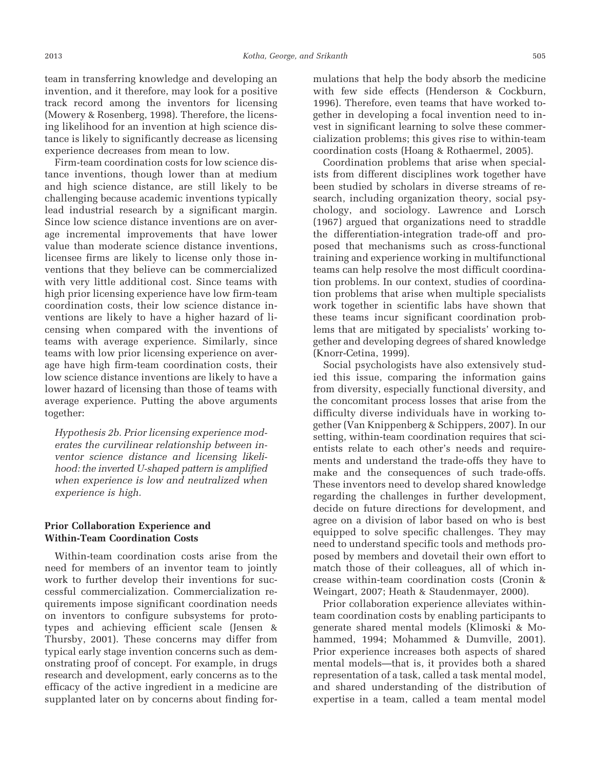team in transferring knowledge and developing an invention, and it therefore, may look for a positive track record among the inventors for licensing (Mowery & Rosenberg, 1998). Therefore, the licensing likelihood for an invention at high science distance is likely to significantly decrease as licensing experience decreases from mean to low.

Firm-team coordination costs for low science distance inventions, though lower than at medium and high science distance, are still likely to be challenging because academic inventions typically lead industrial research by a significant margin. Since low science distance inventions are on average incremental improvements that have lower value than moderate science distance inventions, licensee firms are likely to license only those inventions that they believe can be commercialized with very little additional cost. Since teams with high prior licensing experience have low firm-team coordination costs, their low science distance inventions are likely to have a higher hazard of licensing when compared with the inventions of teams with average experience. Similarly, since teams with low prior licensing experience on average have high firm-team coordination costs, their low science distance inventions are likely to have a lower hazard of licensing than those of teams with average experience. Putting the above arguments together:

*Hypothesis 2b. Prior licensing experience moderates the curvilinear relationship between inventor science distance and licensing likelihood: the inverted U-shaped pattern is amplified when experience is low and neutralized when experience is high.*

### Prior Collaboration Experience and Within-Team Coordination Costs

Within-team coordination costs arise from the need for members of an inventor team to jointly work to further develop their inventions for successful commercialization. Commercialization requirements impose significant coordination needs on inventors to configure subsystems for prototypes and achieving efficient scale (Jensen & Thursby, 2001). These concerns may differ from typical early stage invention concerns such as demonstrating proof of concept. For example, in drugs research and development, early concerns as to the efficacy of the active ingredient in a medicine are supplanted later on by concerns about finding formulations that help the body absorb the medicine with few side effects (Henderson & Cockburn, 1996). Therefore, even teams that have worked together in developing a focal invention need to invest in significant learning to solve these commercialization problems; this gives rise to within-team coordination costs (Hoang & Rothaermel, 2005).

Coordination problems that arise when specialists from different disciplines work together have been studied by scholars in diverse streams of research, including organization theory, social psychology, and sociology. Lawrence and Lorsch (1967) argued that organizations need to straddle the differentiation-integration trade-off and proposed that mechanisms such as cross-functional training and experience working in multifunctional teams can help resolve the most difficult coordination problems. In our context, studies of coordination problems that arise when multiple specialists work together in scientific labs have shown that these teams incur significant coordination problems that are mitigated by specialists' working together and developing degrees of shared knowledge (Knorr-Cetina, 1999).

Social psychologists have also extensively studied this issue, comparing the information gains from diversity, especially functional diversity, and the concomitant process losses that arise from the difficulty diverse individuals have in working together (Van Knippenberg & Schippers, 2007). In our setting, within-team coordination requires that scientists relate to each other's needs and requirements and understand the trade-offs they have to make and the consequences of such trade-offs. These inventors need to develop shared knowledge regarding the challenges in further development, decide on future directions for development, and agree on a division of labor based on who is best equipped to solve specific challenges. They may need to understand specific tools and methods proposed by members and dovetail their own effort to match those of their colleagues, all of which increase within-team coordination costs (Cronin & Weingart, 2007; Heath & Staudenmayer, 2000).

Prior collaboration experience alleviates within-team coordination costs by enabling participants to generate shared mental models (Klimoski & Mohammed, 1994; Mohammed & Dumville, 2001). Prior experience increases both aspects of shared mental models—that is, it provides both a shared representation of a task, called a task mental model, and shared understanding of the distribution of expertise in a team, called a team mental model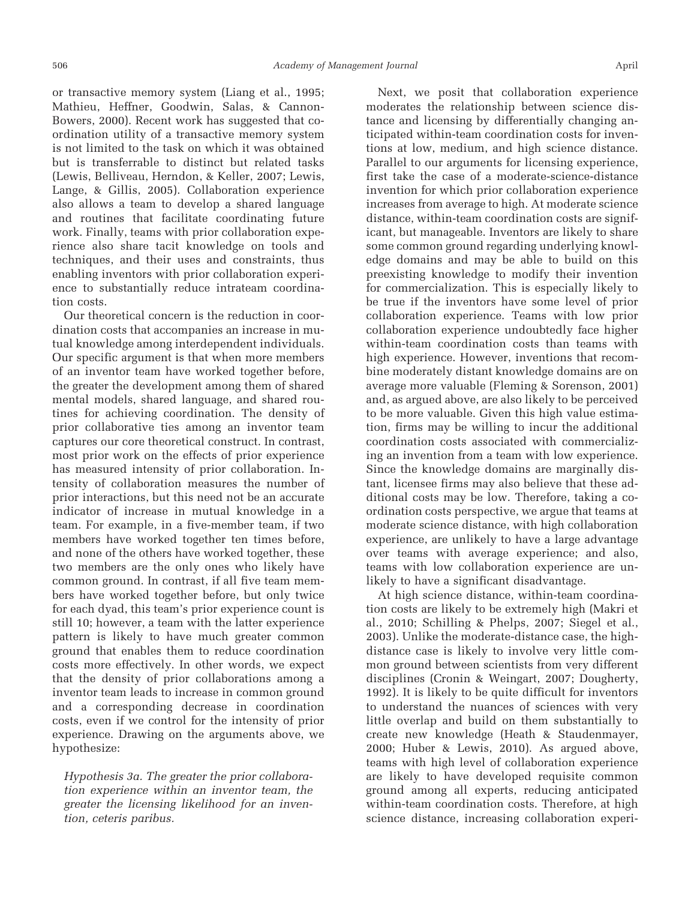or transactive memory system (Liang et al., 1995; Mathieu, Heffner, Goodwin, Salas, & Cannon-Bowers, 2000). Recent work has suggested that coordination utility of a transactive memory system is not limited to the task on which it was obtained but is transferrable to distinct but related tasks (Lewis, Belliveau, Herndon, & Keller, 2007; Lewis, Lange, & Gillis, 2005). Collaboration experience also allows a team to develop a shared language and routines that facilitate coordinating future work. Finally, teams with prior collaboration experience also share tacit knowledge on tools and techniques, and their uses and constraints, thus enabling inventors with prior collaboration experience to substantially reduce intrateam coordination costs.

Our theoretical concern is the reduction in coordination costs that accompanies an increase in mutual knowledge among interdependent individuals. Our specific argument is that when more members of an inventor team have worked together before, the greater the development among them of shared mental models, shared language, and shared routines for achieving coordination. The density of prior collaborative ties among an inventor team captures our core theoretical construct. In contrast, most prior work on the effects of prior experience has measured intensity of prior collaboration. Intensity of collaboration measures the number of prior interactions, but this need not be an accurate indicator of increase in mutual knowledge in a team. For example, in a five-member team, if two members have worked together ten times before, and none of the others have worked together, these two members are the only ones who likely have common ground. In contrast, if all five team members have worked together before, but only twice for each dyad, this team's prior experience count is still 10; however, a team with the latter experience pattern is likely to have much greater common ground that enables them to reduce coordination costs more effectively. In other words, we expect that the density of prior collaborations among a inventor team leads to increase in common ground and a corresponding decrease in coordination costs, even if we control for the intensity of prior experience. Drawing on the arguments above, we hypothesize:

*Hypothesis 3a. The greater the prior collaboration experience within an inventor team, the greater the licensing likelihood for an invention, ceteris paribus.*

Next, we posit that collaboration experience moderates the relationship between science distance and licensing by differentially changing anticipated within-team coordination costs for inventions at low, medium, and high science distance. Parallel to our arguments for licensing experience, first take the case of a moderate-science-distance invention for which prior collaboration experience increases from average to high. At moderate science distance, within-team coordination costs are significant, but manageable. Inventors are likely to share some common ground regarding underlying knowledge domains and may be able to build on this preexisting knowledge to modify their invention for commercialization. This is especially likely to be true if the inventors have some level of prior collaboration experience. Teams with low prior collaboration experience undoubtedly face higher within-team coordination costs than teams with high experience. However, inventions that recombine moderately distant knowledge domains are on average more valuable (Fleming & Sorenson, 2001) and, as argued above, are also likely to be perceived to be more valuable. Given this high value estimation, firms may be willing to incur the additional coordination costs associated with commercializing an invention from a team with low experience. Since the knowledge domains are marginally distant, licensee firms may also believe that these additional costs may be low. Therefore, taking a coordination costs perspective, we argue that teams at moderate science distance, with high collaboration experience, are unlikely to have a large advantage over teams with average experience; and also, teams with low collaboration experience are unlikely to have a significant disadvantage.

At high science distance, within-team coordination costs are likely to be extremely high (Makri et al., 2010; Schilling & Phelps, 2007; Siegel et al., 2003). Unlike the moderate-distance case, the high-distance case is likely to involve very little common ground between scientists from very different disciplines (Cronin & Weingart, 2007; Dougherty, 1992). It is likely to be quite difficult for inventors to understand the nuances of sciences with very little overlap and build on them substantially to create new knowledge (Heath & Staudenmayer, 2000; Huber & Lewis, 2010). As argued above, teams with high level of collaboration experience are likely to have developed requisite common ground among all experts, reducing anticipated within-team coordination costs. Therefore, at high science distance, increasing collaboration experi-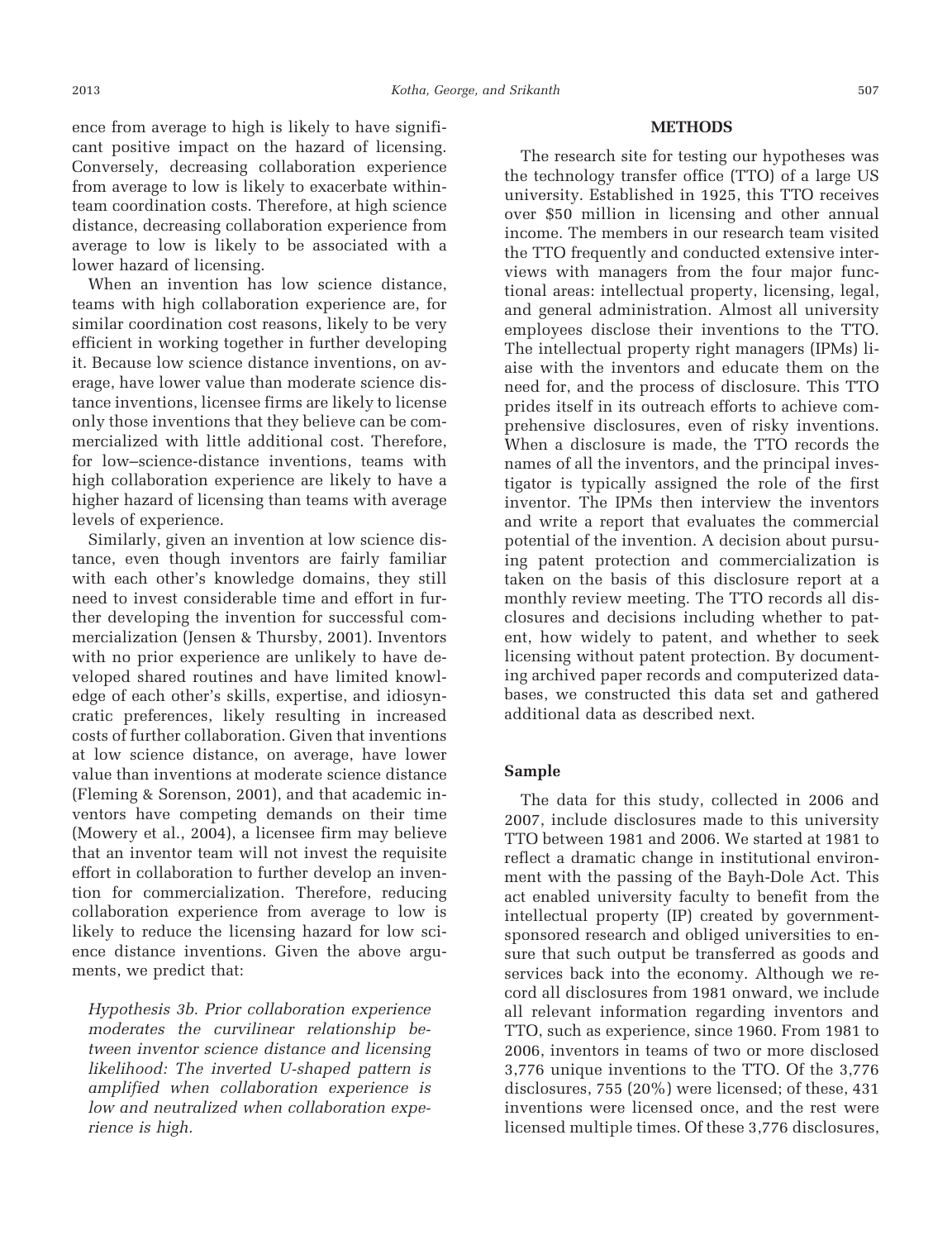ence from average to high is likely to have significant positive impact on the hazard of licensing. Conversely, decreasing collaboration experience from average to low is likely to exacerbate within-team coordination costs. Therefore, at high science distance, decreasing collaboration experience from average to low is likely to be associated with a lower hazard of licensing.

When an invention has low science distance, teams with high collaboration experience are, for similar coordination cost reasons, likely to be very efficient in working together in further developing it. Because low science distance inventions, on average, have lower value than moderate science distance inventions, licensee firms are likely to license only those inventions that they believe can be commercialized with little additional cost. Therefore, for low–science-distance inventions, teams with high collaboration experience are likely to have a higher hazard of licensing than teams with average levels of experience.

Similarly, given an invention at low science distance, even though inventors are fairly familiar with each other's knowledge domains, they still need to invest considerable time and effort in further developing the invention for successful commercialization (Jensen & Thursby, 2001). Inventors with no prior experience are unlikely to have developed shared routines and have limited knowledge of each other's skills, expertise, and idiosyncratic preferences, likely resulting in increased costs of further collaboration. Given that inventions at low science distance, on average, have lower value than inventions at moderate science distance (Fleming & Sorenson, 2001), and that academic inventors have competing demands on their time (Mowery et al., 2004), a licensee firm may believe that an inventor team will not invest the requisite effort in collaboration to further develop an invention for commercialization. Therefore, reducing collaboration experience from average to low is likely to reduce the licensing hazard for low science distance inventions. Given the above arguments, we predict that:

*Hypothesis 3b. Prior collaboration experience moderates the curvilinear relationship between inventor science distance and licensing likelihood: The inverted U-shaped pattern is amplified when collaboration experience is low and neutralized when collaboration experience is high.*

## METHODS

The research site for testing our hypotheses was the technology transfer office (TTO) of a large US university. Established in 1925, this TTO receives over $50 million in licensing and other annual income. The members in our research team visited the TTO frequently and conducted extensive interviews with managers from the four major functional areas: intellectual property, licensing, legal, and general administration. Almost all university employees disclose their inventions to the TTO. The intellectual property right managers (IPMs) liaise with the inventors and educate them on the need for, and the process of disclosure. This TTO prides itself in its outreach efforts to achieve comprehensive disclosures, even of risky inventions. When a disclosure is made, the TTO records the names of all the inventors, and the principal investigator is typically assigned the role of the first inventor. The IPMs then interview the inventors and write a report that evaluates the commercial potential of the invention. A decision about pursuing patent protection and commercialization is taken on the basis of this disclosure report at a monthly review meeting. The TTO records all disclosures and decisions including whether to patent, how widely to patent, and whether to seek licensing without patent protection. By documenting archived paper records and computerized databases, we constructed this data set and gathered additional data as described next.

### Sample

The data for this study, collected in 2006 and 2007, include disclosures made to this university TTO between 1981 and 2006. We started at 1981 to reflect a dramatic change in institutional environment with the passing of the Bayh-Dole Act. This act enabled university faculty to benefit from the intellectual property (IP) created by government-sponsored research and obliged universities to ensure that such output be transferred as goods and services back into the economy. Although we record all disclosures from 1981 onward, we include all relevant information regarding inventors and TTO, such as experience, since 1960. From 1981 to 2006, inventors in teams of two or more disclosed 3,776 unique inventions to the TTO. Of the 3,776 disclosures, 755 (20%) were licensed; of these, 431 inventions were licensed once, and the rest were licensed multiple times. Of these 3,776 disclosures,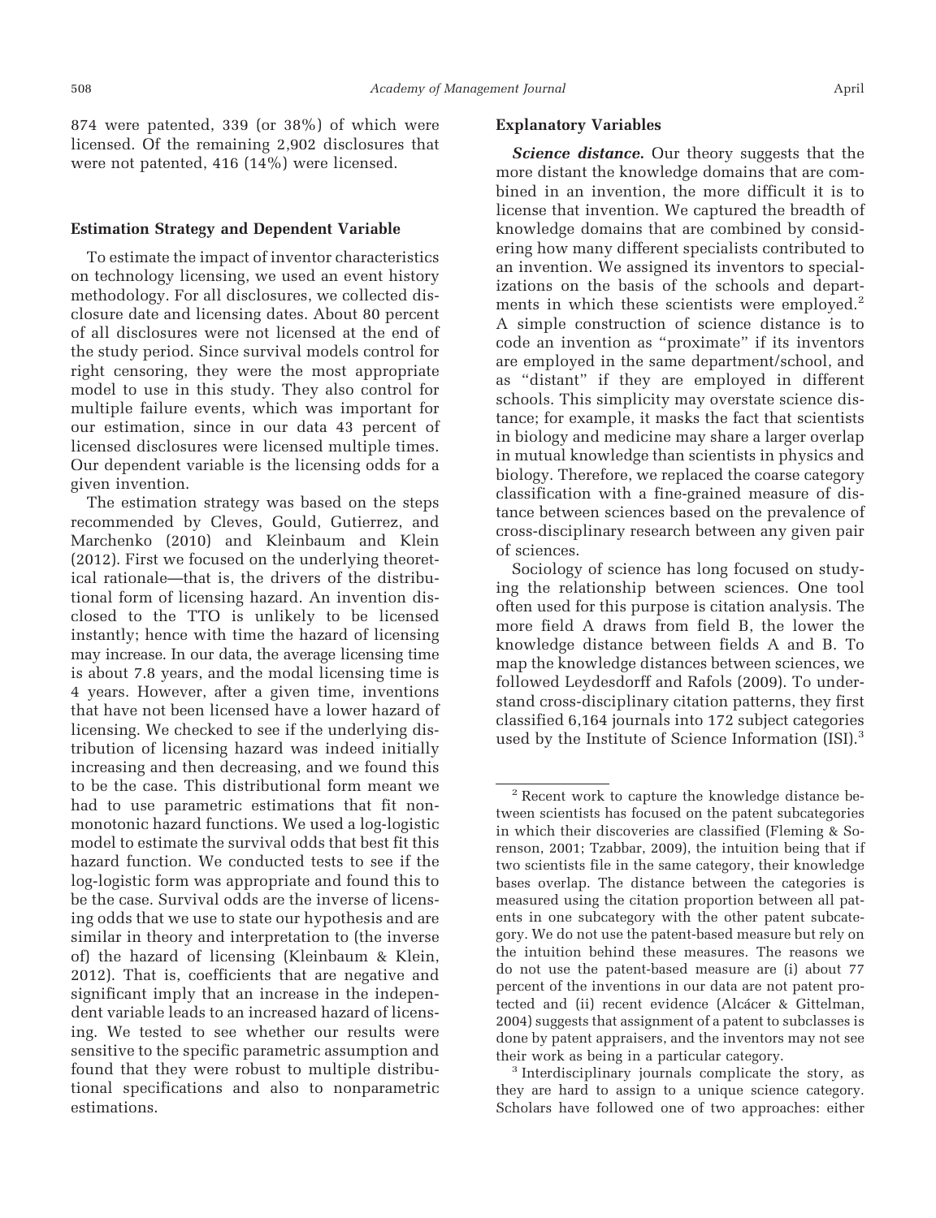874 were patented, 339 (or 38%) of which were licensed. Of the remaining 2,902 disclosures that were not patented, 416 (14%) were licensed.

### Estimation Strategy and Dependent Variable

To estimate the impact of inventor characteristics on technology licensing, we used an event history methodology. For all disclosures, we collected disclosure date and licensing dates. About 80 percent of all disclosures were not licensed at the end of the study period. Since survival models control for right censoring, they were the most appropriate model to use in this study. They also control for multiple failure events, which was important for our estimation, since in our data 43 percent of licensed disclosures were licensed multiple times. Our dependent variable is the licensing odds for a given invention.

The estimation strategy was based on the steps recommended by Cleves, Gould, Gutierrez, and Marchenko (2010) and Kleinbaum and Klein (2012). First we focused on the underlying theoretical rationale—that is, the drivers of the distributional form of licensing hazard. An invention disclosed to the TTO is unlikely to be licensed instantly; hence with time the hazard of licensing may increase. In our data, the average licensing time is about 7.8 years, and the modal licensing time is 4 years. However, after a given time, inventions that have not been licensed have a lower hazard of licensing. We checked to see if the underlying distribution of licensing hazard was indeed initially increasing and then decreasing, and we found this to be the case. This distributional form meant we had to use parametric estimations that fit nonmonotonic hazard functions. We used a log-logistic model to estimate the survival odds that best fit this hazard function. We conducted tests to see if the log-logistic form was appropriate and found this to be the case. Survival odds are the inverse of licensing odds that we use to state our hypothesis and are similar in theory and interpretation to (the inverse of) the hazard of licensing (Kleinbaum & Klein, 2012). That is, coefficients that are negative and significant imply that an increase in the independent variable leads to an increased hazard of licensing. We tested to see whether our results were sensitive to the specific parametric assumption and found that they were robust to multiple distributional specifications and also to nonparametric estimations.

### Explanatory Variables

***Science distance.*** Our theory suggests that the more distant the knowledge domains that are combined in an invention, the more difficult it is to license that invention. We captured the breadth of knowledge domains that are combined by considering how many different specialists contributed to an invention. We assigned its inventors to specializations on the basis of the schools and departments in which these scientists were employed.[2] A simple construction of science distance is to code an invention as "proximate" if its inventors are employed in the same department/school, and as "distant" if they are employed in different schools. This simplicity may overstate science distance; for example, it masks the fact that scientists in biology and medicine may share a larger overlap in mutual knowledge than scientists in physics and biology. Therefore, we replaced the coarse category classification with a fine-grained measure of distance between sciences based on the prevalence of cross-disciplinary research between any given pair of sciences.

Sociology of science has long focused on studying the relationship between sciences. One tool often used for this purpose is citation analysis. The more field A draws from field B, the lower the knowledge distance between fields A and B. To map the knowledge distances between sciences, we followed Leydesdorff and Rafols (2009). To understand cross-disciplinary citation patterns, they first classified 6,164 journals into 172 subject categories used by the Institute of Science Information (ISI).[3]

---

[2] Recent work to capture the knowledge distance between scientists has focused on the patent subcategories in which their discoveries are classified (Fleming & Sorenson, 2001; Tzabbar, 2009), the intuition being that if two scientists file in the same category, their knowledge bases overlap. The distance between the categories is measured using the citation proportion between all patents in one subcategory with the other patent subcategory. We do not use the patent-based measure but rely on the intuition behind these measures. The reasons we do not use the patent-based measure are (i) about 77 percent of the inventions in our data are not patent protected and (ii) recent evidence (Alcácer & Gittelman, 2004) suggests that assignment of a patent to subclasses is done by patent appraisers, and the inventors may not see their work as being in a particular category.

[3] Interdisciplinary journals complicate the story, as they are hard to assign to a unique science category. Scholars have followed one of two approaches: either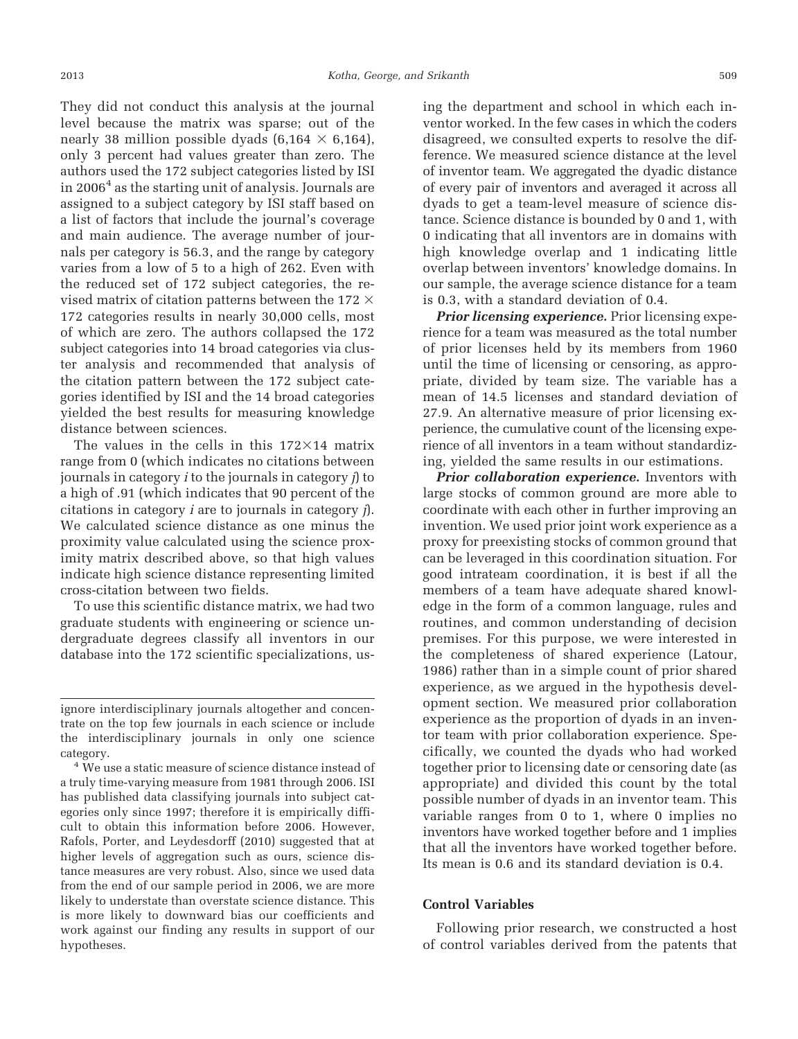They did not conduct this analysis at the journal level because the matrix was sparse; out of the nearly 38 million possible dyads ($6,164 \times 6,164$), only 3 percent had values greater than zero. The authors used the 172 subject categories listed by ISI in 2006[4] as the starting unit of analysis. Journals are assigned to a subject category by ISI staff based on a list of factors that include the journal's coverage and main audience. The average number of journals per category is 56.3, and the range by category varies from a low of 5 to a high of 262. Even with the reduced set of 172 subject categories, the revised matrix of citation patterns between the $172 \times 172$ categories results in nearly 30,000 cells, most of which are zero. The authors collapsed the 172 subject categories into 14 broad categories via cluster analysis and recommended that analysis of the citation pattern between the 172 subject categories identified by ISI and the 14 broad categories yielded the best results for measuring knowledge distance between sciences.

The values in the cells in this $172 \times 14$ matrix range from 0 (which indicates no citations between journals in category *i* to the journals in category *j*) to a high of .91 (which indicates that 90 percent of the citations in category *i* are to journals in category *j*). We calculated science distance as one minus the proximity value calculated using the science proximity matrix described above, so that high values indicate high science distance representing limited cross-citation between two fields.

To use this scientific distance matrix, we had two graduate students with engineering or science undergraduate degrees classify all inventors in our database into the 172 scientific specializations, using the department and school in which each inventor worked. In the few cases in which the coders disagreed, we consulted experts to resolve the difference. We measured science distance at the level of inventor team. We aggregated the dyadic distance of every pair of inventors and averaged it across all dyads to get a team-level measure of science distance. Science distance is bounded by 0 and 1, with 0 indicating that all inventors are in domains with high knowledge overlap and 1 indicating little overlap between inventors' knowledge domains. In our sample, the average science distance for a team is 0.3, with a standard deviation of 0.4.

***Prior licensing experience.*** Prior licensing experience for a team was measured as the total number of prior licenses held by its members from 1960 until the time of licensing or censoring, as appropriate, divided by team size. The variable has a mean of 14.5 licenses and standard deviation of 27.9. An alternative measure of prior licensing experience, the cumulative count of the licensing experience of all inventors in a team without standardizing, yielded the same results in our estimations.

***Prior collaboration experience.*** Inventors with large stocks of common ground are more able to coordinate with each other in further improving an invention. We used prior joint work experience as a proxy for preexisting stocks of common ground that can be leveraged in this coordination situation. For good intrateam coordination, it is best if all the members of a team have adequate shared knowledge in the form of a common language, rules and routines, and common understanding of decision premises. For this purpose, we were interested in the completeness of shared experience (Latour, 1986) rather than in a simple count of prior shared experience, as we argued in the hypothesis development section. We measured prior collaboration experience as the proportion of dyads in an inventor team with prior collaboration experience. Specifically, we counted the dyads who had worked together prior to licensing date or censoring date (as appropriate) and divided this count by the total possible number of dyads in an inventor team. This variable ranges from 0 to 1, where 0 implies no inventors have worked together before and 1 implies that all the inventors have worked together before. Its mean is 0.6 and its standard deviation is 0.4.

### Control Variables

Following prior research, we constructed a host of control variables derived from the patents that

---

ignore interdisciplinary journals altogether and concentrate on the top few journals in each science or include the interdisciplinary journals in only one science category.

[4] We use a static measure of science distance instead of a truly time-varying measure from 1981 through 2006. ISI has published data classifying journals into subject categories only since 1997; therefore it is empirically difficult to obtain this information before 2006. However, Rafols, Porter, and Leydesdorff (2010) suggested that at higher levels of aggregation such as ours, science distance measures are very robust. Also, since we used data from the end of our sample period in 2006, we are more likely to understate than overstate science distance. This is more likely to downward bias our coefficients and work against our finding any results in support of our hypotheses.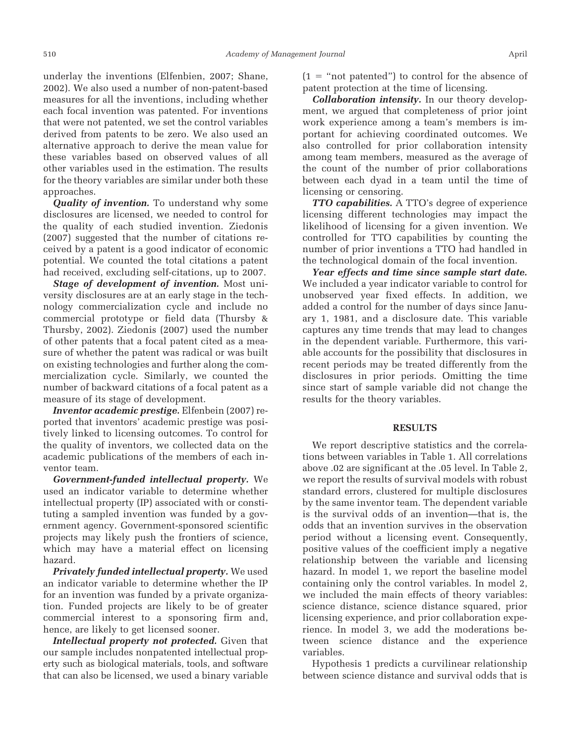underlay the inventions (Elfenbien, 2007; Shane, 2002). We also used a number of non-patent-based measures for all the inventions, including whether each focal invention was patented. For inventions that were not patented, we set the control variables derived from patents to be zero. We also used an alternative approach to derive the mean value for these variables based on observed values of all other variables used in the estimation. The results for the theory variables are similar under both these approaches.

***Quality of invention.*** To understand why some disclosures are licensed, we needed to control for the quality of each studied invention. Ziedonis (2007) suggested that the number of citations received by a patent is a good indicator of economic potential. We counted the total citations a patent had received, excluding self-citations, up to 2007.

***Stage of development of invention.*** Most university disclosures are at an early stage in the technology commercialization cycle and include no commercial prototype or field data (Thursby & Thursby, 2002). Ziedonis (2007) used the number of other patents that a focal patent cited as a measure of whether the patent was radical or was built on existing technologies and further along the commercialization cycle. Similarly, we counted the number of backward citations of a focal patent as a measure of its stage of development.

***Inventor academic prestige.*** Elfenbein (2007) reported that inventors' academic prestige was positively linked to licensing outcomes. To control for the quality of inventors, we collected data on the academic publications of the members of each inventor team.

***Government-funded intellectual property.*** We used an indicator variable to determine whether intellectual property (IP) associated with or constituting a sampled invention was funded by a government agency. Government-sponsored scientific projects may likely push the frontiers of science, which may have a material effect on licensing hazard.

***Privately funded intellectual property.*** We used an indicator variable to determine whether the IP for an invention was funded by a private organization. Funded projects are likely to be of greater commercial interest to a sponsoring firm and, hence, are likely to get licensed sooner.

***Intellectual property not protected.*** Given that our sample includes nonpatented intellectual property such as biological materials, tools, and software that can also be licensed, we used a binary variable (1 = "not patented") to control for the absence of patent protection at the time of licensing.

***Collaboration intensity.*** In our theory development, we argued that completeness of prior joint work experience among a team's members is important for achieving coordinated outcomes. We also controlled for prior collaboration intensity among team members, measured as the average of the count of the number of prior collaborations between each dyad in a team until the time of licensing or censoring.

***TTO capabilities.*** A TTO's degree of experience licensing different technologies may impact the likelihood of licensing for a given invention. We controlled for TTO capabilities by counting the number of prior inventions a TTO had handled in the technological domain of the focal invention.

***Year effects and time since sample start date.*** We included a year indicator variable to control for unobserved year fixed effects. In addition, we added a control for the number of days since January 1, 1981, and a disclosure date. This variable captures any time trends that may lead to changes in the dependent variable. Furthermore, this variable accounts for the possibility that disclosures in recent periods may be treated differently from the disclosures in prior periods. Omitting the time since start of sample variable did not change the results for the theory variables.

## RESULTS

We report descriptive statistics and the correlations between variables in Table 1. All correlations above .02 are significant at the .05 level. In Table 2, we report the results of survival models with robust standard errors, clustered for multiple disclosures by the same inventor team. The dependent variable is the survival odds of an invention—that is, the odds that an invention survives in the observation period without a licensing event. Consequently, positive values of the coefficient imply a negative relationship between the variable and licensing hazard. In model 1, we report the baseline model containing only the control variables. In model 2, we included the main effects of theory variables: science distance, science distance squared, prior licensing experience, and prior collaboration experience. In model 3, we add the moderations between science distance and the experience variables.

Hypothesis 1 predicts a curvilinear relationship between science distance and survival odds that is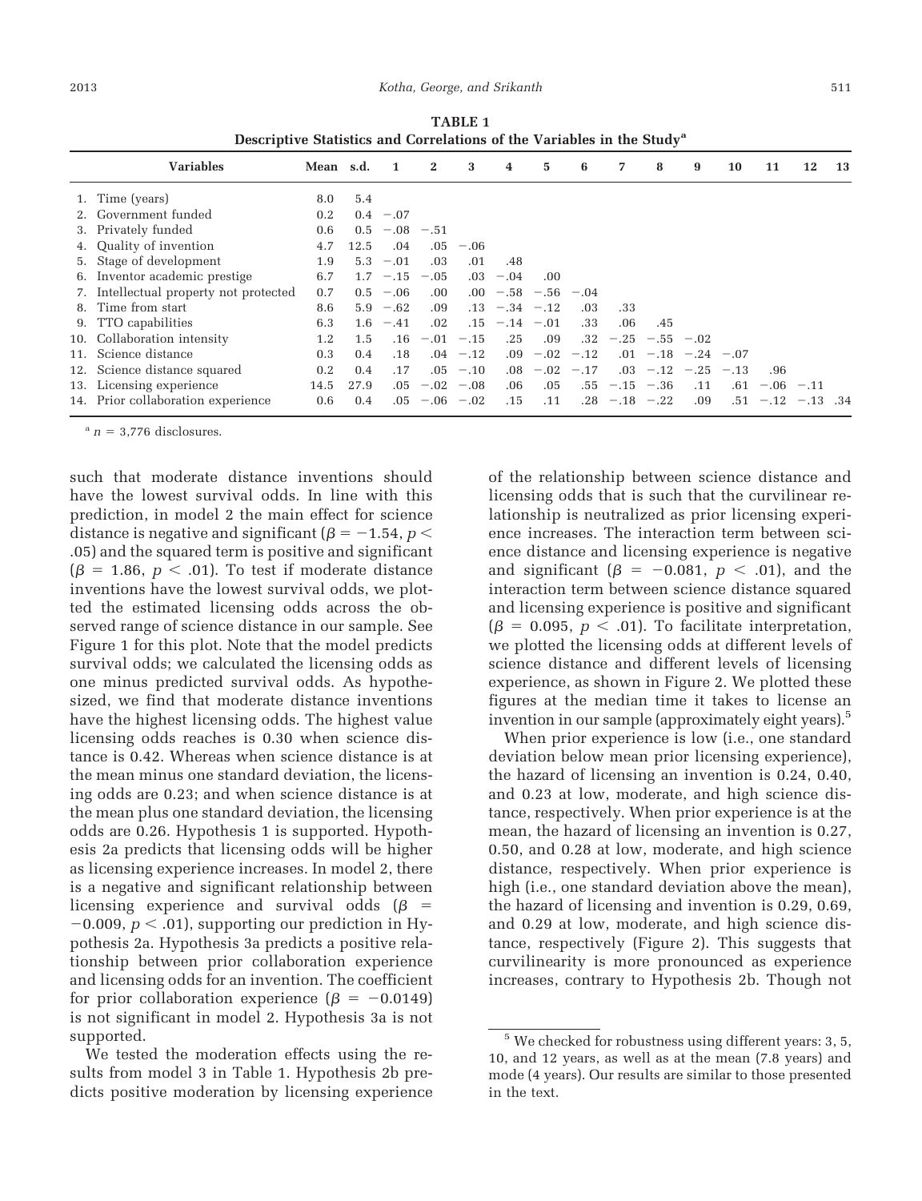**TABLE 1**
**Descriptive Statistics and Correlations of the Variables in the Study[a]**

| Variables | Mean | s.d. | 1 | 2 | 3 | 4 | 5 | 6 | 7 | 8 | 9 | 10 | 11 | 12 | 13 |
|---|---|---|---|---|---|---|---|---|---|---|---|---|---|---|---|
| 1. Time (years) | 8.0 | 5.4 | | | | | | | | | | | | | |
| 2. Government funded | 0.2 | 0.4 | −.07 | | | | | | | | | | | | |
| 3. Privately funded | 0.6 | 0.5 | −.08 | −.51 | | | | | | | | | | | |
| 4. Quality of invention | 4.7 | 12.5 | .04 | .05 | −.06 | | | | | | | | | | |
| 5. Stage of development | 1.9 | 5.3 | −.01 | .03 | .01 | .48 | | | | | | | | | |
| 6. Inventor academic prestige | 6.7 | 1.7 | −.15 | −.05 | .03 | −.04 | .00 | | | | | | | | |
| 7. Intellectual property not protected | 0.7 | 0.5 | −.06 | .00 | .00 | −.58 | −.56 | −.04 | | | | | | | |
| 8. Time from start | 8.6 | 5.9 | −.62 | .09 | .13 | −.34 | −.12 | .03 | .33 | | | | | | |
| 9. TTO capabilities | 6.3 | 1.6 | −.41 | .02 | .15 | −.14 | −.01 | .33 | .06 | .45 | | | | | |
| 10. Collaboration intensity | 1.2 | 1.5 | .16 | −.01 | −.15 | .25 | .09 | .32 | −.25 | −.55 | −.02 | | | | |
| 11. Science distance | 0.3 | 0.4 | .18 | .04 | −.12 | .09 | −.02 | −.12 | .01 | −.18 | −.24 | −.07 | | | |
| 12. Science distance squared | 0.2 | 0.4 | .17 | .05 | −.10 | .08 | −.02 | −.17 | .03 | −.12 | −.25 | −.13 | .96 | | |
| 13. Licensing experience | 14.5 | 27.9 | .05 | −.02 | −.08 | .06 | .05 | .55 | −.15 | −.36 | .11 | .61 | −.06 | −.11 | |
| 14. Prior collaboration experience | 0.6 | 0.4 | .05 | −.06 | −.02 | .15 | .11 | .28 | −.18 | −.22 | .09 | .51 | −.12 | −.13 | .34 |

[a] $n = 3{,}776$ disclosures.

such that moderate distance inventions should have the lowest survival odds. In line with this prediction, in model 2 the main effect for science distance is negative and significant ($\beta = -1.54$, $p < .05$) and the squared term is positive and significant ($\beta = 1.86$, $p < .01$). To test if moderate distance inventions have the lowest survival odds, we plotted the estimated licensing odds across the observed range of science distance in our sample. See Figure 1 for this plot. Note that the model predicts survival odds; we calculated the licensing odds as one minus predicted survival odds. As hypothesized, we find that moderate distance inventions have the highest licensing odds. The highest value licensing odds reaches is 0.30 when science distance is 0.42. Whereas when science distance is at the mean minus one standard deviation, the licensing odds are 0.23; and when science distance is at the mean plus one standard deviation, the licensing odds are 0.26. Hypothesis 1 is supported. Hypothesis 2a predicts that licensing odds will be higher as licensing experience increases. In model 2, there is a negative and significant relationship between licensing experience and survival odds ($\beta = -0.009$, $p < .01$), supporting our prediction in Hypothesis 2a. Hypothesis 3a predicts a positive relationship between prior collaboration experience and licensing odds for an invention. The coefficient for prior collaboration experience ($\beta = -0.0149$) is not significant in model 2. Hypothesis 3a is not supported.

We tested the moderation effects using the results from model 3 in Table 1. Hypothesis 2b predicts positive moderation by licensing experience of the relationship between science distance and licensing odds that is such that the curvilinear relationship is neutralized as prior licensing experience increases. The interaction term between science distance and licensing experience is negative and significant ($\beta = -0.081$, $p < .01$), and the interaction term between science distance squared and licensing experience is positive and significant ($\beta = 0.095$, $p < .01$). To facilitate interpretation, we plotted the licensing odds at different levels of science distance and different levels of licensing experience, as shown in Figure 2. We plotted these figures at the median time it takes to license an invention in our sample (approximately eight years).[5]

When prior experience is low (i.e., one standard deviation below mean prior licensing experience), the hazard of licensing an invention is 0.24, 0.40, and 0.23 at low, moderate, and high science distance, respectively. When prior experience is at the mean, the hazard of licensing an invention is 0.27, 0.50, and 0.28 at low, moderate, and high science distance, respectively. When prior experience is high (i.e., one standard deviation above the mean), the hazard of licensing and invention is 0.29, 0.69, and 0.29 at low, moderate, and high science distance, respectively (Figure 2). This suggests that curvilinearity is more pronounced as experience increases, contrary to Hypothesis 2b. Though not

[5] We checked for robustness using different years: 3, 5, 10, and 12 years, as well as at the mean (7.8 years) and mode (4 years). Our results are similar to those presented in the text.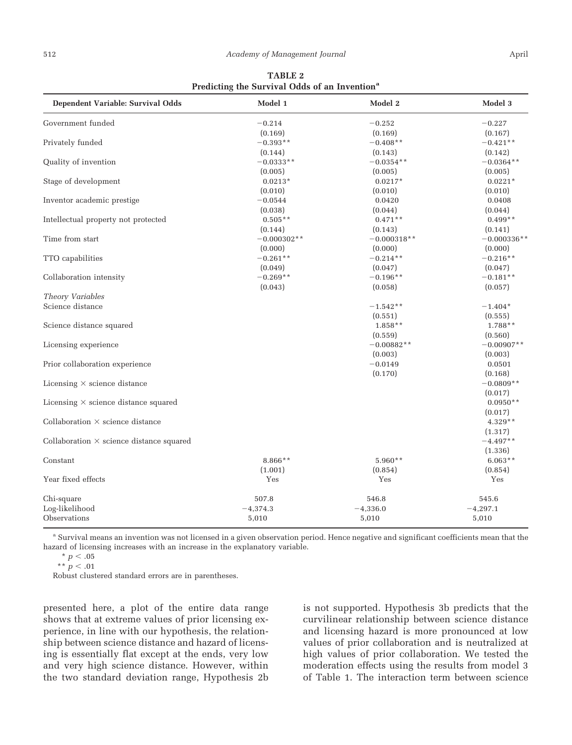**TABLE 2**
**Predicting the Survival Odds of an Invention[a]**

| Dependent Variable: Survival Odds | Model 1 | Model 2 | Model 3 |
|---|---|---|---|
| Government funded | −0.214 | −0.252 | −0.227 |
| | (0.169) | (0.169) | (0.167) |
| Privately funded | −0.393** | −0.408** | −0.421** |
| | (0.144) | (0.143) | (0.142) |
| Quality of invention | −0.0333** | −0.0354** | −0.0364** |
| | (0.005) | (0.005) | (0.005) |
| Stage of development | 0.0213* | 0.0217* | 0.0221* |
| | (0.010) | (0.010) | (0.010) |
| Inventor academic prestige | −0.0544 | 0.0420 | 0.0408 |
| | (0.038) | (0.044) | (0.044) |
| Intellectual property not protected | 0.505** | 0.471** | 0.499** |
| | (0.144) | (0.143) | (0.141) |
| Time from start | −0.000302** | −0.000318** | −0.000336** |
| | (0.000) | (0.000) | (0.000) |
| TTO capabilities | −0.261** | −0.214** | −0.216** |
| | (0.049) | (0.047) | (0.047) |
| Collaboration intensity | −0.269** | −0.196** | −0.181** |
| | (0.043) | (0.058) | (0.057) |
| *Theory Variables* | | | |
| Science distance | | −1.542** | −1.404* |
| | | (0.551) | (0.555) |
| Science distance squared | | 1.858** | 1.788** |
| | | (0.559) | (0.560) |
| Licensing experience | | −0.00882** | −0.00907** |
| | | (0.003) | (0.003) |
| Prior collaboration experience | | −0.0149 | 0.0501 |
| | | (0.170) | (0.168) |
| Licensing × science distance | | | −0.0809** |
| | | | (0.017) |
| Licensing × science distance squared | | | 0.0950** |
| | | | (0.017) |
| Collaboration × science distance | | | 4.329** |
| | | | (1.317) |
| Collaboration × science distance squared | | | −4.497** |
| | | | (1.336) |
| Constant | 8.866** | 5.960** | 6.063** |
| | (1.001) | (0.854) | (0.854) |
| Year fixed effects | Yes | Yes | Yes |
| Chi-square | 507.8 | 546.8 | 545.6 |
| Log-likelihood | −4,374.3 | −4,336.0 | −4,297.1 |
| Observations | 5,010 | 5,010 | 5,010 |

[a] Survival means an invention was not licensed in a given observation period. Hence negative and significant coefficients mean that the hazard of licensing increases with an increase in the explanatory variable.

\* $p < .05$

\*\* $p < .01$

Robust clustered standard errors are in parentheses.

presented here, a plot of the entire data range shows that at extreme values of prior licensing experience, in line with our hypothesis, the relationship between science distance and hazard of licensing is essentially flat except at the ends, very low and very high science distance. However, within the two standard deviation range, Hypothesis 2b is not supported. Hypothesis 3b predicts that the curvilinear relationship between science distance and licensing hazard is more pronounced at low values of prior collaboration and is neutralized at high values of prior collaboration. We tested the moderation effects using the results from model 3 of Table 1. The interaction term between science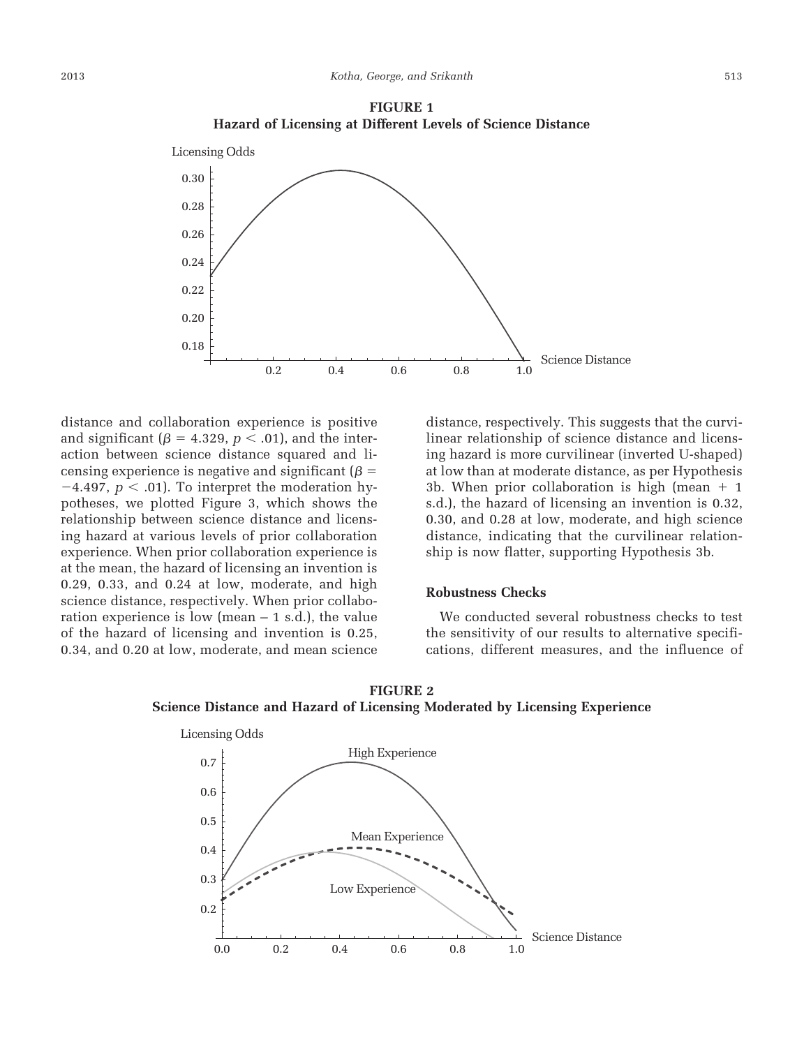**FIGURE 1**
**Hazard of Licensing at Different Levels of Science Distance**

distance and collaboration experience is positive and significant ($\beta = 4.329$, $p < .01$), and the interaction between science distance squared and licensing experience is negative and significant ($\beta = -4.497$, $p < .01$). To interpret the moderation hypotheses, we plotted Figure 3, which shows the relationship between science distance and licensing hazard at various levels of prior collaboration experience. When prior collaboration experience is at the mean, the hazard of licensing an invention is 0.29, 0.33, and 0.24 at low, moderate, and high science distance, respectively. When prior collaboration experience is low (mean – 1 s.d.), the value of the hazard of licensing and invention is 0.25, 0.34, and 0.20 at low, moderate, and mean science distance, respectively. This suggests that the curvilinear relationship of science distance and licensing hazard is more curvilinear (inverted U-shaped) at low than at moderate distance, as per Hypothesis 3b. When prior collaboration is high (mean + 1 s.d.), the hazard of licensing an invention is 0.32, 0.30, and 0.28 at low, moderate, and high science distance, indicating that the curvilinear relationship is now flatter, supporting Hypothesis 3b.

### Robustness Checks

We conducted several robustness checks to test the sensitivity of our results to alternative specifications, different measures, and the influence of

**FIGURE 2**
**Science Distance and Hazard of Licensing Moderated by Licensing Experience**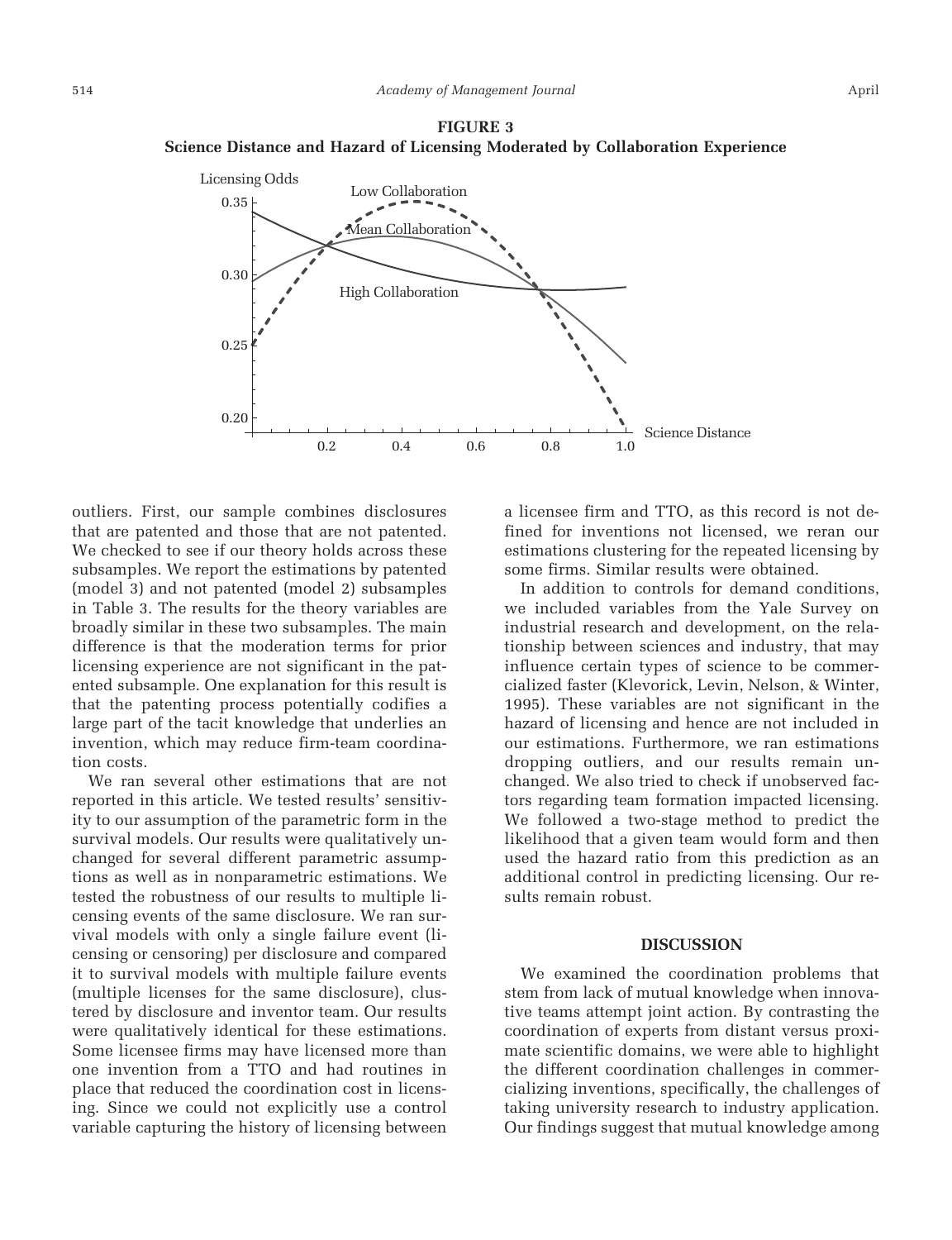**FIGURE 3**
**Science Distance and Hazard of Licensing Moderated by Collaboration Experience**

outliers. First, our sample combines disclosures that are patented and those that are not patented. We checked to see if our theory holds across these subsamples. We report the estimations by patented (model 3) and not patented (model 2) subsamples in Table 3. The results for the theory variables are broadly similar in these two subsamples. The main difference is that the moderation terms for prior licensing experience are not significant in the patented subsample. One explanation for this result is that the patenting process potentially codifies a large part of the tacit knowledge that underlies an invention, which may reduce firm-team coordination costs.

We ran several other estimations that are not reported in this article. We tested results' sensitivity to our assumption of the parametric form in the survival models. Our results were qualitatively unchanged for several different parametric assumptions as well as in nonparametric estimations. We tested the robustness of our results to multiple licensing events of the same disclosure. We ran survival models with only a single failure event (licensing or censoring) per disclosure and compared it to survival models with multiple failure events (multiple licenses for the same disclosure), clustered by disclosure and inventor team. Our results were qualitatively identical for these estimations. Some licensee firms may have licensed more than one invention from a TTO and had routines in place that reduced the coordination cost in licensing. Since we could not explicitly use a control variable capturing the history of licensing between a licensee firm and TTO, as this record is not defined for inventions not licensed, we reran our estimations clustering for the repeated licensing by some firms. Similar results were obtained.

In addition to controls for demand conditions, we included variables from the Yale Survey on industrial research and development, on the relationship between sciences and industry, that may influence certain types of science to be commercialized faster (Klevorick, Levin, Nelson, & Winter, 1995). These variables are not significant in the hazard of licensing and hence are not included in our estimations. Furthermore, we ran estimations dropping outliers, and our results remain unchanged. We also tried to check if unobserved factors regarding team formation impacted licensing. We followed a two-stage method to predict the likelihood that a given team would form and then used the hazard ratio from this prediction as an additional control in predicting licensing. Our results remain robust.

## DISCUSSION

We examined the coordination problems that stem from lack of mutual knowledge when innovative teams attempt joint action. By contrasting the coordination of experts from distant versus proximate scientific domains, we were able to highlight the different coordination challenges in commercializing inventions, specifically, the challenges of taking university research to industry application. Our findings suggest that mutual knowledge among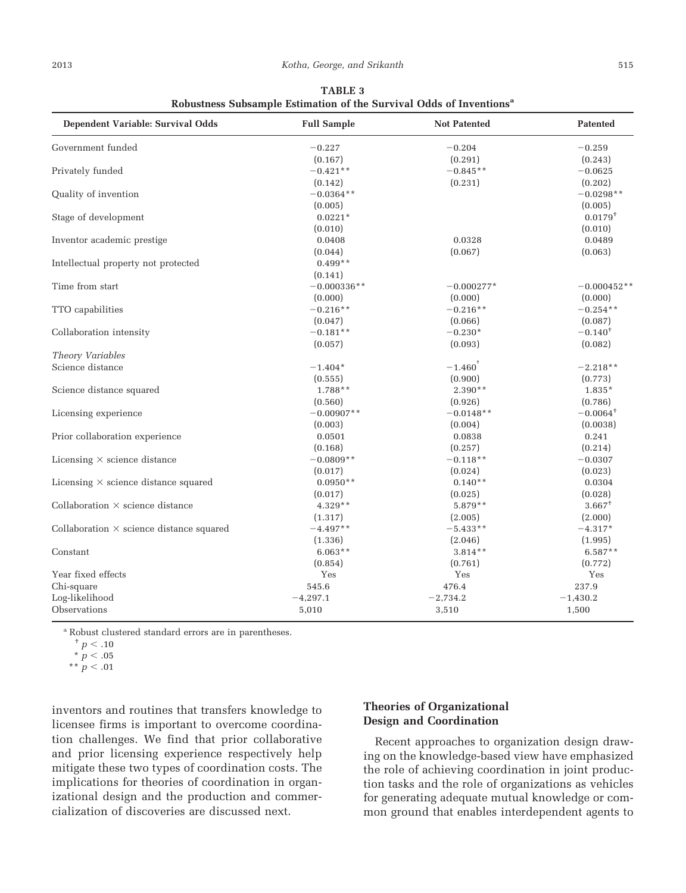**TABLE 3**
**Robustness Subsample Estimation of the Survival Odds of Inventions[a]**

| Dependent Variable: Survival Odds | Full Sample | Not Patented | Patented |
|---|---|---|---|
| Government funded | −0.227 | −0.204 | −0.259 |
| | (0.167) | (0.291) | (0.243) |
| Privately funded | −0.421** | −0.845** | −0.0625 |
| | (0.142) | (0.231) | (0.202) |
| Quality of invention | −0.0364** | | −0.0298** |
| | (0.005) | | (0.005) |
| Stage of development | 0.0221* | | 0.0179† |
| | (0.010) | | (0.010) |
| Inventor academic prestige | 0.0408 | 0.0328 | 0.0489 |
| | (0.044) | (0.067) | (0.063) |
| Intellectual property not protected | 0.499** | | |
| | (0.141) | | |
| Time from start | −0.000336** | −0.000277* | −0.000452** |
| | (0.000) | (0.000) | (0.000) |
| TTO capabilities | −0.216** | −0.216** | −0.254** |
| | (0.047) | (0.066) | (0.087) |
| Collaboration intensity | −0.181** | −0.230* | −0.140† |
| | (0.057) | (0.093) | (0.082) |
| *Theory Variables* | | | |
| Science distance | −1.404* | −1.460† | −2.218** |
| | (0.555) | (0.900) | (0.773) |
| Science distance squared | 1.788** | 2.390** | 1.835* |
| | (0.560) | (0.926) | (0.786) |
| Licensing experience | −0.00907** | −0.0148** | −0.0064† |
| | (0.003) | (0.004) | (0.0038) |
| Prior collaboration experience | 0.0501 | 0.0838 | 0.241 |
| | (0.168) | (0.257) | (0.214) |
| Licensing × science distance | −0.0809** | −0.118** | −0.0307 |
| | (0.017) | (0.024) | (0.023) |
| Licensing × science distance squared | 0.0950** | 0.140** | 0.0304 |
| | (0.017) | (0.025) | (0.028) |
| Collaboration × science distance | 4.329** | 5.879** | 3.667† |
| | (1.317) | (2.005) | (2.000) |
| Collaboration × science distance squared | −4.497** | −5.433** | −4.317* |
| | (1.336) | (2.046) | (1.995) |
| Constant | 6.063** | 3.814** | 6.587** |
| | (0.854) | (0.761) | (0.772) |
| Year fixed effects | Yes | Yes | Yes |
| Chi-square | 545.6 | 476.4 | 237.9 |
| Log-likelihood | −4,297.1 | −2,734.2 | −1,430.2 |
| Observations | 5,010 | 3,510 | 1,500 |

[a] Robust clustered standard errors are in parentheses.

† $p < .10$

\* $p < .05$

\** $p < .01$

inventors and routines that transfers knowledge to licensee firms is important to overcome coordination challenges. We find that prior collaborative and prior licensing experience respectively help mitigate these two types of coordination costs. The implications for theories of coordination in organizational design and the production and commercialization of discoveries are discussed next.

### Theories of Organizational Design and Coordination

Recent approaches to organization design drawing on the knowledge-based view have emphasized the role of achieving coordination in joint production tasks and the role of organizations as vehicles for generating adequate mutual knowledge or common ground that enables interdependent agents to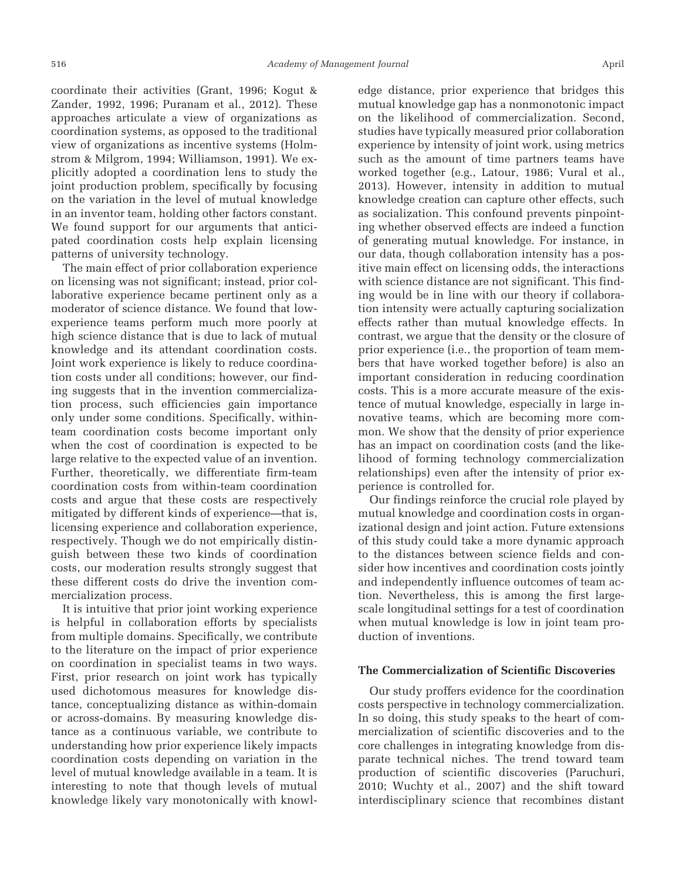coordinate their activities (Grant, 1996; Kogut & Zander, 1992, 1996; Puranam et al., 2012). These approaches articulate a view of organizations as coordination systems, as opposed to the traditional view of organizations as incentive systems (Holmstrom & Milgrom, 1994; Williamson, 1991). We explicitly adopted a coordination lens to study the joint production problem, specifically by focusing on the variation in the level of mutual knowledge in an inventor team, holding other factors constant. We found support for our arguments that anticipated coordination costs help explain licensing patterns of university technology.

The main effect of prior collaboration experience on licensing was not significant; instead, prior collaborative experience became pertinent only as a moderator of science distance. We found that low-experience teams perform much more poorly at high science distance that is due to lack of mutual knowledge and its attendant coordination costs. Joint work experience is likely to reduce coordination costs under all conditions; however, our finding suggests that in the invention commercialization process, such efficiencies gain importance only under some conditions. Specifically, within-team coordination costs become important only when the cost of coordination is expected to be large relative to the expected value of an invention. Further, theoretically, we differentiate firm-team coordination costs from within-team coordination costs and argue that these costs are respectively mitigated by different kinds of experience—that is, licensing experience and collaboration experience, respectively. Though we do not empirically distinguish between these two kinds of coordination costs, our moderation results strongly suggest that these different costs do drive the invention commercialization process.

It is intuitive that prior joint working experience is helpful in collaboration efforts by specialists from multiple domains. Specifically, we contribute to the literature on the impact of prior experience on coordination in specialist teams in two ways. First, prior research on joint work has typically used dichotomous measures for knowledge distance, conceptualizing distance as within-domain or across-domains. By measuring knowledge distance as a continuous variable, we contribute to understanding how prior experience likely impacts coordination costs depending on variation in the level of mutual knowledge available in a team. It is interesting to note that though levels of mutual knowledge likely vary monotonically with knowledge distance, prior experience that bridges this mutual knowledge gap has a nonmonotonic impact on the likelihood of commercialization. Second, studies have typically measured prior collaboration experience by intensity of joint work, using metrics such as the amount of time partners teams have worked together (e.g., Latour, 1986; Vural et al., 2013). However, intensity in addition to mutual knowledge creation can capture other effects, such as socialization. This confound prevents pinpointing whether observed effects are indeed a function of generating mutual knowledge. For instance, in our data, though collaboration intensity has a positive main effect on licensing odds, the interactions with science distance are not significant. This finding would be in line with our theory if collaboration intensity were actually capturing socialization effects rather than mutual knowledge effects. In contrast, we argue that the density or the closure of prior experience (i.e., the proportion of team members that have worked together before) is also an important consideration in reducing coordination costs. This is a more accurate measure of the existence of mutual knowledge, especially in large innovative teams, which are becoming more common. We show that the density of prior experience has an impact on coordination costs (and the likelihood of forming technology commercialization relationships) even after the intensity of prior experience is controlled for.

Our findings reinforce the crucial role played by mutual knowledge and coordination costs in organizational design and joint action. Future extensions of this study could take a more dynamic approach to the distances between science fields and consider how incentives and coordination costs jointly and independently influence outcomes of team action. Nevertheless, this is among the first large-scale longitudinal settings for a test of coordination when mutual knowledge is low in joint team production of inventions.

### The Commercialization of Scientific Discoveries

Our study proffers evidence for the coordination costs perspective in technology commercialization. In so doing, this study speaks to the heart of commercialization of scientific discoveries and to the core challenges in integrating knowledge from disparate technical niches. The trend toward team production of scientific discoveries (Paruchuri, 2010; Wuchty et al., 2007) and the shift toward interdisciplinary science that recombines distant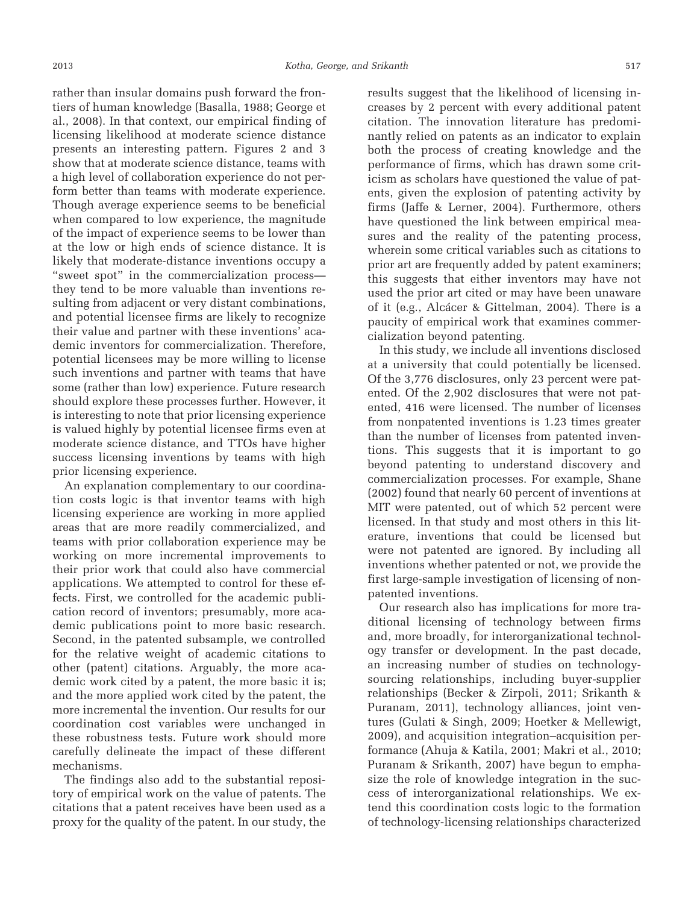rather than insular domains push forward the frontiers of human knowledge (Basalla, 1988; George et al., 2008). In that context, our empirical finding of licensing likelihood at moderate science distance presents an interesting pattern. Figures 2 and 3 show that at moderate science distance, teams with a high level of collaboration experience do not perform better than teams with moderate experience. Though average experience seems to be beneficial when compared to low experience, the magnitude of the impact of experience seems to be lower than at the low or high ends of science distance. It is likely that moderate-distance inventions occupy a "sweet spot" in the commercialization process—they tend to be more valuable than inventions resulting from adjacent or very distant combinations, and potential licensee firms are likely to recognize their value and partner with these inventions' academic inventors for commercialization. Therefore, potential licensees may be more willing to license such inventions and partner with teams that have some (rather than low) experience. Future research should explore these processes further. However, it is interesting to note that prior licensing experience is valued highly by potential licensee firms even at moderate science distance, and TTOs have higher success licensing inventions by teams with high prior licensing experience.

An explanation complementary to our coordination costs logic is that inventor teams with high licensing experience are working in more applied areas that are more readily commercialized, and teams with prior collaboration experience may be working on more incremental improvements to their prior work that could also have commercial applications. We attempted to control for these effects. First, we controlled for the academic publication record of inventors; presumably, more academic publications point to more basic research. Second, in the patented subsample, we controlled for the relative weight of academic citations to other (patent) citations. Arguably, the more academic work cited by a patent, the more basic it is; and the more applied work cited by the patent, the more incremental the invention. Our results for our coordination cost variables were unchanged in these robustness tests. Future work should more carefully delineate the impact of these different mechanisms.

The findings also add to the substantial repository of empirical work on the value of patents. The citations that a patent receives have been used as a proxy for the quality of the patent. In our study, the results suggest that the likelihood of licensing increases by 2 percent with every additional patent citation. The innovation literature has predominantly relied on patents as an indicator to explain both the process of creating knowledge and the performance of firms, which has drawn some criticism as scholars have questioned the value of patents, given the explosion of patenting activity by firms (Jaffe & Lerner, 2004). Furthermore, others have questioned the link between empirical measures and the reality of the patenting process, wherein some critical variables such as citations to prior art are frequently added by patent examiners; this suggests that either inventors may have not used the prior art cited or may have been unaware of it (e.g., Alcácer & Gittelman, 2004). There is a paucity of empirical work that examines commercialization beyond patenting.

In this study, we include all inventions disclosed at a university that could potentially be licensed. Of the 3,776 disclosures, only 23 percent were patented. Of the 2,902 disclosures that were not patented, 416 were licensed. The number of licenses from nonpatented inventions is 1.23 times greater than the number of licenses from patented inventions. This suggests that it is important to go beyond patenting to understand discovery and commercialization processes. For example, Shane (2002) found that nearly 60 percent of inventions at MIT were patented, out of which 52 percent were licensed. In that study and most others in this literature, inventions that could be licensed but were not patented are ignored. By including all inventions whether patented or not, we provide the first large-sample investigation of licensing of nonpatented inventions.

Our research also has implications for more traditional licensing of technology between firms and, more broadly, for interorganizational technology transfer or development. In the past decade, an increasing number of studies on technology-sourcing relationships, including buyer-supplier relationships (Becker & Zirpoli, 2011; Srikanth & Puranam, 2011), technology alliances, joint ventures (Gulati & Singh, 2009; Hoetker & Mellewigt, 2009), and acquisition integration–acquisition performance (Ahuja & Katila, 2001; Makri et al., 2010; Puranam & Srikanth, 2007) have begun to emphasize the role of knowledge integration in the success of interorganizational relationships. We extend this coordination costs logic to the formation of technology-licensing relationships characterized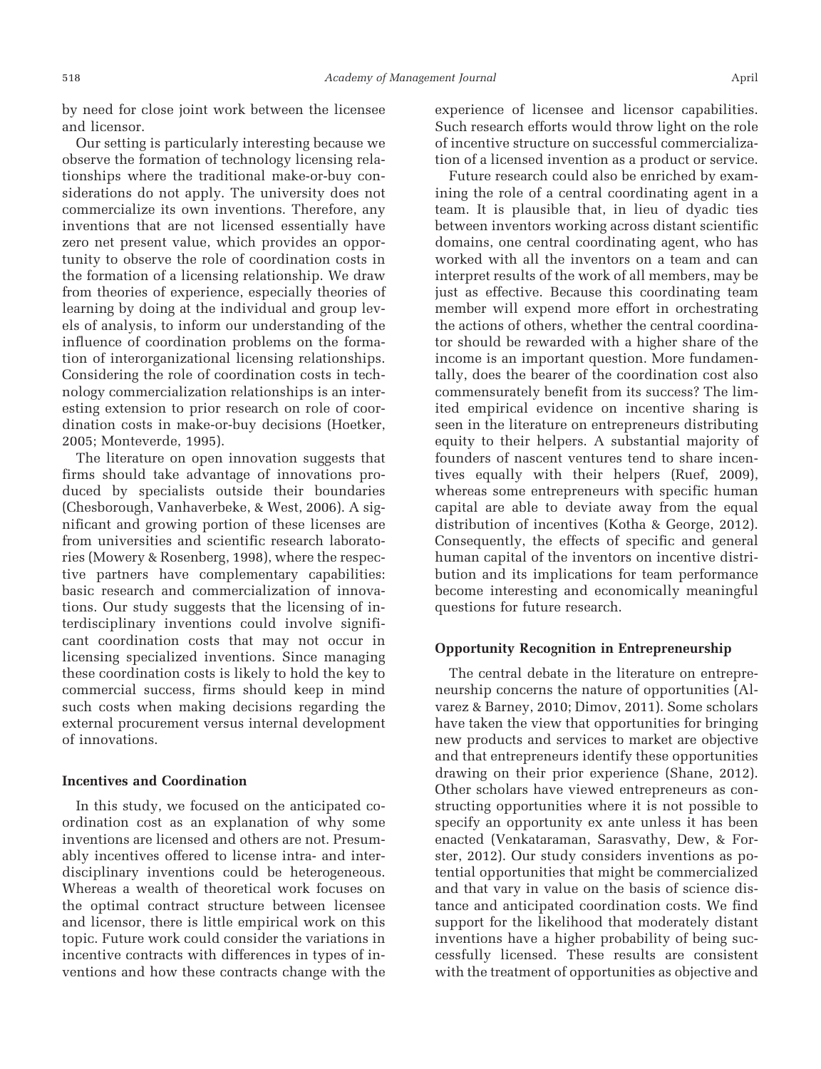by need for close joint work between the licensee and licensor.

Our setting is particularly interesting because we observe the formation of technology licensing relationships where the traditional make-or-buy considerations do not apply. The university does not commercialize its own inventions. Therefore, any inventions that are not licensed essentially have zero net present value, which provides an opportunity to observe the role of coordination costs in the formation of a licensing relationship. We draw from theories of experience, especially theories of learning by doing at the individual and group levels of analysis, to inform our understanding of the influence of coordination problems on the formation of interorganizational licensing relationships. Considering the role of coordination costs in technology commercialization relationships is an interesting extension to prior research on role of coordination costs in make-or-buy decisions (Hoetker, 2005; Monteverde, 1995).

The literature on open innovation suggests that firms should take advantage of innovations produced by specialists outside their boundaries (Chesborough, Vanhaverbeke, & West, 2006). A significant and growing portion of these licenses are from universities and scientific research laboratories (Mowery & Rosenberg, 1998), where the respective partners have complementary capabilities: basic research and commercialization of innovations. Our study suggests that the licensing of interdisciplinary inventions could involve significant coordination costs that may not occur in licensing specialized inventions. Since managing these coordination costs is likely to hold the key to commercial success, firms should keep in mind such costs when making decisions regarding the external procurement versus internal development of innovations.

### Incentives and Coordination

In this study, we focused on the anticipated coordination cost as an explanation of why some inventions are licensed and others are not. Presumably incentives offered to license intra- and interdisciplinary inventions could be heterogeneous. Whereas a wealth of theoretical work focuses on the optimal contract structure between licensee and licensor, there is little empirical work on this topic. Future work could consider the variations in incentive contracts with differences in types of inventions and how these contracts change with the experience of licensee and licensor capabilities. Such research efforts would throw light on the role of incentive structure on successful commercialization of a licensed invention as a product or service.

Future research could also be enriched by examining the role of a central coordinating agent in a team. It is plausible that, in lieu of dyadic ties between inventors working across distant scientific domains, one central coordinating agent, who has worked with all the inventors on a team and can interpret results of the work of all members, may be just as effective. Because this coordinating team member will expend more effort in orchestrating the actions of others, whether the central coordinator should be rewarded with a higher share of the income is an important question. More fundamentally, does the bearer of the coordination cost also commensurately benefit from its success? The limited empirical evidence on incentive sharing is seen in the literature on entrepreneurs distributing equity to their helpers. A substantial majority of founders of nascent ventures tend to share incentives equally with their helpers (Ruef, 2009), whereas some entrepreneurs with specific human capital are able to deviate away from the equal distribution of incentives (Kotha & George, 2012). Consequently, the effects of specific and general human capital of the inventors on incentive distribution and its implications for team performance become interesting and economically meaningful questions for future research.

### Opportunity Recognition in Entrepreneurship

The central debate in the literature on entrepreneurship concerns the nature of opportunities (Alvarez & Barney, 2010; Dimov, 2011). Some scholars have taken the view that opportunities for bringing new products and services to market are objective and that entrepreneurs identify these opportunities drawing on their prior experience (Shane, 2012). Other scholars have viewed entrepreneurs as constructing opportunities where it is not possible to specify an opportunity ex ante unless it has been enacted (Venkataraman, Sarasvathy, Dew, & Forster, 2012). Our study considers inventions as potential opportunities that might be commercialized and that vary in value on the basis of science distance and anticipated coordination costs. We find support for the likelihood that moderately distant inventions have a higher probability of being successfully licensed. These results are consistent with the treatment of opportunities as objective and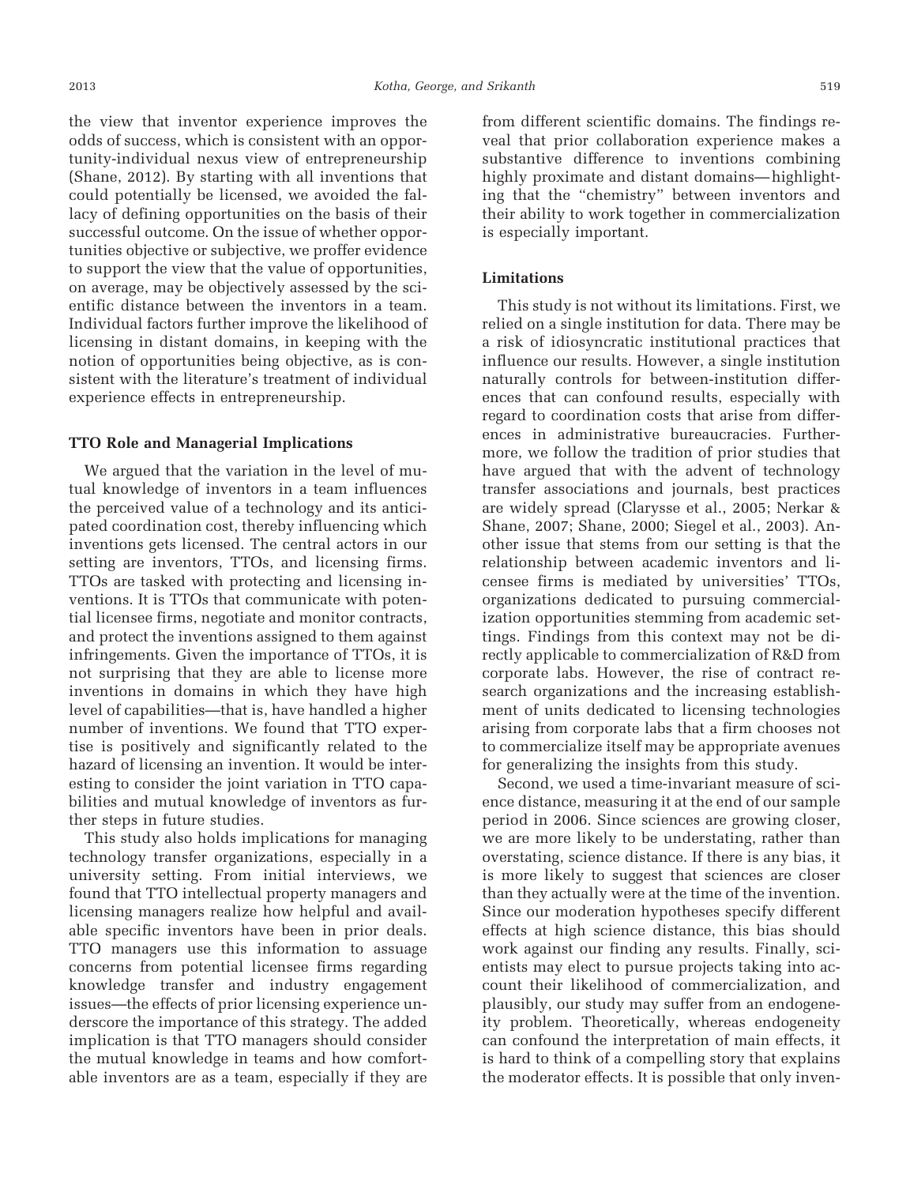the view that inventor experience improves the odds of success, which is consistent with an opportunity-individual nexus view of entrepreneurship (Shane, 2012). By starting with all inventions that could potentially be licensed, we avoided the fallacy of defining opportunities on the basis of their successful outcome. On the issue of whether opportunities objective or subjective, we proffer evidence to support the view that the value of opportunities, on average, may be objectively assessed by the scientific distance between the inventors in a team. Individual factors further improve the likelihood of licensing in distant domains, in keeping with the notion of opportunities being objective, as is consistent with the literature's treatment of individual experience effects in entrepreneurship.

### TTO Role and Managerial Implications

We argued that the variation in the level of mutual knowledge of inventors in a team influences the perceived value of a technology and its anticipated coordination cost, thereby influencing which inventions gets licensed. The central actors in our setting are inventors, TTOs, and licensing firms. TTOs are tasked with protecting and licensing inventions. It is TTOs that communicate with potential licensee firms, negotiate and monitor contracts, and protect the inventions assigned to them against infringements. Given the importance of TTOs, it is not surprising that they are able to license more inventions in domains in which they have high level of capabilities—that is, have handled a higher number of inventions. We found that TTO expertise is positively and significantly related to the hazard of licensing an invention. It would be interesting to consider the joint variation in TTO capabilities and mutual knowledge of inventors as further steps in future studies.

This study also holds implications for managing technology transfer organizations, especially in a university setting. From initial interviews, we found that TTO intellectual property managers and licensing managers realize how helpful and available specific inventors have been in prior deals. TTO managers use this information to assuage concerns from potential licensee firms regarding knowledge transfer and industry engagement issues—the effects of prior licensing experience underscore the importance of this strategy. The added implication is that TTO managers should consider the mutual knowledge in teams and how comfortable inventors are as a team, especially if they are from different scientific domains. The findings reveal that prior collaboration experience makes a substantive difference to inventions combining highly proximate and distant domains—highlighting that the "chemistry" between inventors and their ability to work together in commercialization is especially important.

### Limitations

This study is not without its limitations. First, we relied on a single institution for data. There may be a risk of idiosyncratic institutional practices that influence our results. However, a single institution naturally controls for between-institution differences that can confound results, especially with regard to coordination costs that arise from differences in administrative bureaucracies. Furthermore, we follow the tradition of prior studies that have argued that with the advent of technology transfer associations and journals, best practices are widely spread (Clarysse et al., 2005; Nerkar & Shane, 2007; Shane, 2000; Siegel et al., 2003). Another issue that stems from our setting is that the relationship between academic inventors and licensee firms is mediated by universities' TTOs, organizations dedicated to pursuing commercialization opportunities stemming from academic settings. Findings from this context may not be directly applicable to commercialization of R&D from corporate labs. However, the rise of contract research organizations and the increasing establishment of units dedicated to licensing technologies arising from corporate labs that a firm chooses not to commercialize itself may be appropriate avenues for generalizing the insights from this study.

Second, we used a time-invariant measure of science distance, measuring it at the end of our sample period in 2006. Since sciences are growing closer, we are more likely to be understating, rather than overstating, science distance. If there is any bias, it is more likely to suggest that sciences are closer than they actually were at the time of the invention. Since our moderation hypotheses specify different effects at high science distance, this bias should work against our finding any results. Finally, scientists may elect to pursue projects taking into account their likelihood of commercialization, and plausibly, our study may suffer from an endogeneity problem. Theoretically, whereas endogeneity can confound the interpretation of main effects, it is hard to think of a compelling story that explains the moderator effects. It is possible that only inven-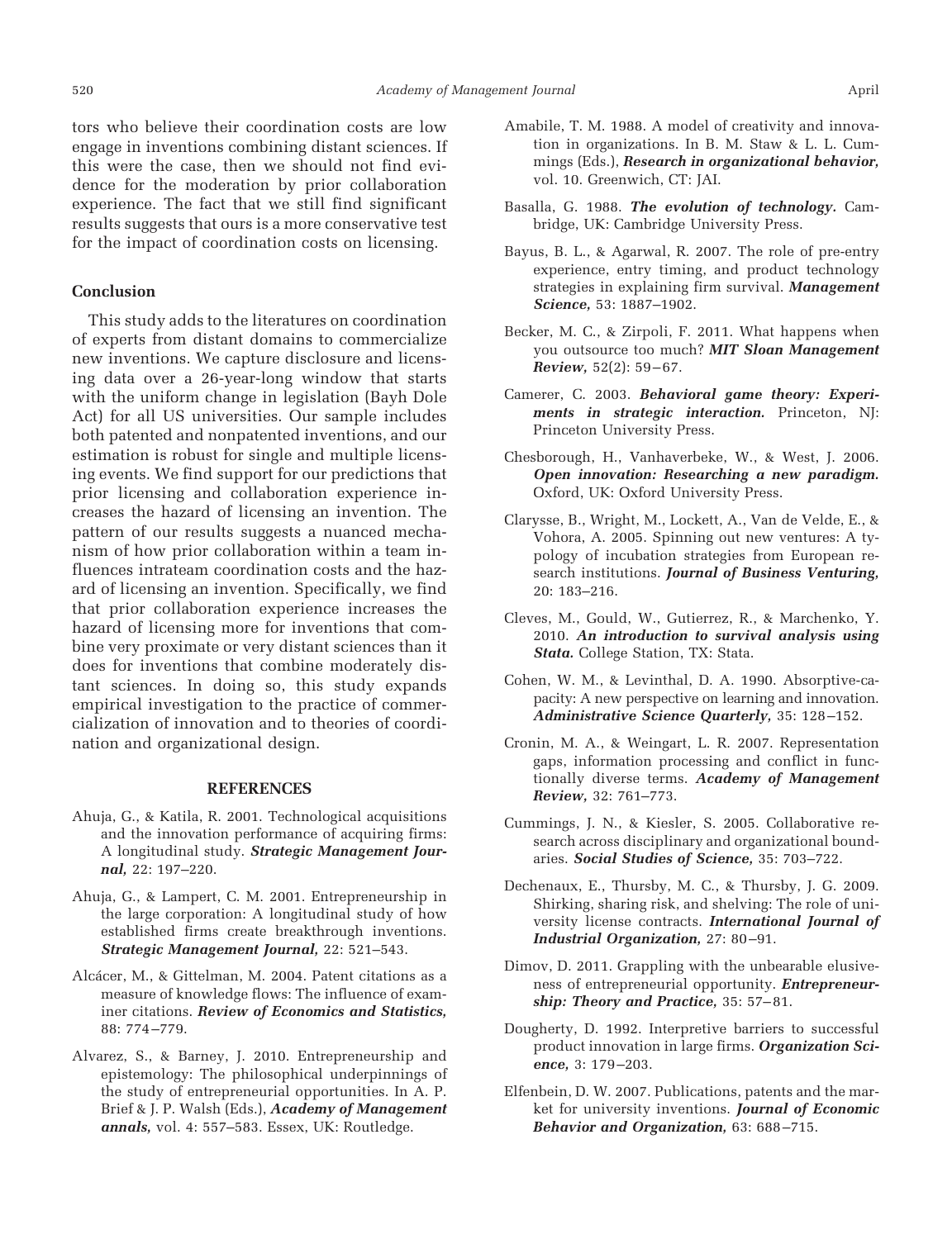tors who believe their coordination costs are low engage in inventions combining distant sciences. If this were the case, then we should not find evidence for the moderation by prior collaboration experience. The fact that we still find significant results suggests that ours is a more conservative test for the impact of coordination costs on licensing.

### Conclusion

This study adds to the literatures on coordination of experts from distant domains to commercialize new inventions. We capture disclosure and licensing data over a 26-year-long window that starts with the uniform change in legislation (Bayh Dole Act) for all US universities. Our sample includes both patented and nonpatented inventions, and our estimation is robust for single and multiple licensing events. We find support for our predictions that prior licensing and collaboration experience increases the hazard of licensing an invention. The pattern of our results suggests a nuanced mechanism of how prior collaboration within a team influences intrateam coordination costs and the hazard of licensing an invention. Specifically, we find that prior collaboration experience increases the hazard of licensing more for inventions that combine very proximate or very distant sciences than it does for inventions that combine moderately distant sciences. In doing so, this study expands empirical investigation to the practice of commercialization of innovation and to theories of coordination and organizational design.

## REFERENCES

Ahuja, G., & Katila, R. 2001. Technological acquisitions and the innovation performance of acquiring firms: A longitudinal study. ***Strategic Management Journal,*** 22: 197–220.

Ahuja, G., & Lampert, C. M. 2001. Entrepreneurship in the large corporation: A longitudinal study of how established firms create breakthrough inventions. ***Strategic Management Journal,*** 22: 521–543.

Alcácer, M., & Gittelman, M. 2004. Patent citations as a measure of knowledge flows: The influence of examiner citations. ***Review of Economics and Statistics,*** 88: 774–779.

Alvarez, S., & Barney, J. 2010. Entrepreneurship and epistemology: The philosophical underpinnings of the study of entrepreneurial opportunities. In A. P. Brief & J. P. Walsh (Eds.), ***Academy of Management annals,*** vol. 4: 557–583. Essex, UK: Routledge.

Amabile, T. M. 1988. A model of creativity and innovation in organizations. In B. M. Staw & L. L. Cummings (Eds.), ***Research in organizational behavior,*** vol. 10. Greenwich, CT: JAI.

Basalla, G. 1988. ***The evolution of technology.*** Cambridge, UK: Cambridge University Press.

Bayus, B. L., & Agarwal, R. 2007. The role of pre-entry experience, entry timing, and product technology strategies in explaining firm survival. ***Management Science,*** 53: 1887–1902.

Becker, M. C., & Zirpoli, F. 2011. What happens when you outsource too much? ***MIT Sloan Management Review,*** 52(2): 59–67.

Camerer, C. 2003. ***Behavioral game theory: Experiments in strategic interaction.*** Princeton, NJ: Princeton University Press.

Chesborough, H., Vanhaverbeke, W., & West, J. 2006. ***Open innovation: Researching a new paradigm.*** Oxford, UK: Oxford University Press.

Clarysse, B., Wright, M., Lockett, A., Van de Velde, E., & Vohora, A. 2005. Spinning out new ventures: A typology of incubation strategies from European research institutions. ***Journal of Business Venturing,*** 20: 183–216.

Cleves, M., Gould, W., Gutierrez, R., & Marchenko, Y. 2010. ***An introduction to survival analysis using Stata.*** College Station, TX: Stata.

Cohen, W. M., & Levinthal, D. A. 1990. Absorptive-capacity: A new perspective on learning and innovation. ***Administrative Science Quarterly,*** 35: 128–152.

Cronin, M. A., & Weingart, L. R. 2007. Representation gaps, information processing and conflict in functionally diverse terms. ***Academy of Management Review,*** 32: 761–773.

Cummings, J. N., & Kiesler, S. 2005. Collaborative research across disciplinary and organizational boundaries. ***Social Studies of Science,*** 35: 703–722.

Dechenaux, E., Thursby, M. C., & Thursby, J. G. 2009. Shirking, sharing risk, and shelving: The role of university license contracts. ***International Journal of Industrial Organization,*** 27: 80–91.

Dimov, D. 2011. Grappling with the unbearable elusiveness of entrepreneurial opportunity. ***Entrepreneurship: Theory and Practice,*** 35: 57–81.

Dougherty, D. 1992. Interpretive barriers to successful product innovation in large firms. ***Organization Science,*** 3: 179–203.

Elfenbein, D. W. 2007. Publications, patents and the market for university inventions. ***Journal of Economic Behavior and Organization,*** 63: 688–715.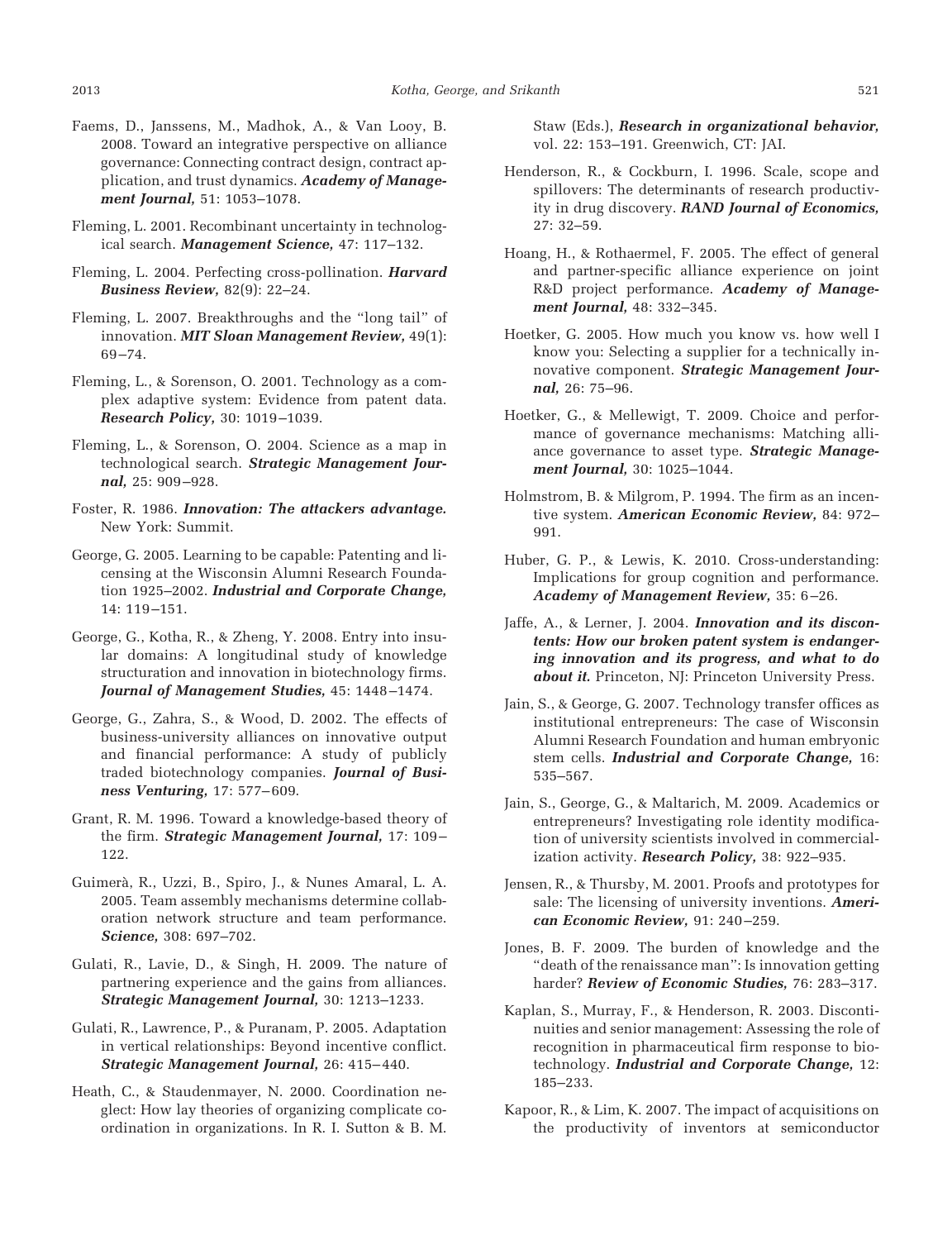Faems, D., Janssens, M., Madhok, A., & Van Looy, B. 2008. Toward an integrative perspective on alliance governance: Connecting contract design, contract application, and trust dynamics. ***Academy of Management Journal,*** 51: 1053–1078.

Fleming, L. 2001. Recombinant uncertainty in technological search. ***Management Science,*** 47: 117–132.

Fleming, L. 2004. Perfecting cross-pollination. ***Harvard Business Review,*** 82(9): 22–24.

Fleming, L. 2007. Breakthroughs and the "long tail" of innovation. ***MIT Sloan Management Review,*** 49(1): 69–74.

Fleming, L., & Sorenson, O. 2001. Technology as a complex adaptive system: Evidence from patent data. ***Research Policy,*** 30: 1019–1039.

Fleming, L., & Sorenson, O. 2004. Science as a map in technological search. ***Strategic Management Journal,*** 25: 909–928.

Foster, R. 1986. ***Innovation: The attackers advantage.*** New York: Summit.

George, G. 2005. Learning to be capable: Patenting and licensing at the Wisconsin Alumni Research Foundation 1925–2002. ***Industrial and Corporate Change,*** 14: 119–151.

George, G., Kotha, R., & Zheng, Y. 2008. Entry into insular domains: A longitudinal study of knowledge structuration and innovation in biotechnology firms. ***Journal of Management Studies,*** 45: 1448–1474.

George, G., Zahra, S., & Wood, D. 2002. The effects of business-university alliances on innovative output and financial performance: A study of publicly traded biotechnology companies. ***Journal of Business Venturing,*** 17: 577–609.

Grant, R. M. 1996. Toward a knowledge-based theory of the firm. ***Strategic Management Journal,*** 17: 109–122.

Guimerà, R., Uzzi, B., Spiro, J., & Nunes Amaral, L. A. 2005. Team assembly mechanisms determine collaboration network structure and team performance. ***Science,*** 308: 697–702.

Gulati, R., Lavie, D., & Singh, H. 2009. The nature of partnering experience and the gains from alliances. ***Strategic Management Journal,*** 30: 1213–1233.

Gulati, R., Lawrence, P., & Puranam, P. 2005. Adaptation in vertical relationships: Beyond incentive conflict. ***Strategic Management Journal,*** 26: 415–440.

Heath, C., & Staudenmayer, N. 2000. Coordination neglect: How lay theories of organizing complicate coordination in organizations. In R. I. Sutton & B. M. Staw (Eds.), ***Research in organizational behavior,*** vol. 22: 153–191. Greenwich, CT: JAI.

Henderson, R., & Cockburn, I. 1996. Scale, scope and spillovers: The determinants of research productivity in drug discovery. ***RAND Journal of Economics,*** 27: 32–59.

Hoang, H., & Rothaermel, F. 2005. The effect of general and partner-specific alliance experience on joint R&D project performance. ***Academy of Management Journal,*** 48: 332–345.

Hoetker, G. 2005. How much you know vs. how well I know you: Selecting a supplier for a technically innovative component. ***Strategic Management Journal,*** 26: 75–96.

Hoetker, G., & Mellewigt, T. 2009. Choice and performance of governance mechanisms: Matching alliance governance to asset type. ***Strategic Management Journal,*** 30: 1025–1044.

Holmstrom, B. & Milgrom, P. 1994. The firm as an incentive system. ***American Economic Review,*** 84: 972–991.

Huber, G. P., & Lewis, K. 2010. Cross-understanding: Implications for group cognition and performance. ***Academy of Management Review,*** 35: 6–26.

Jaffe, A., & Lerner, J. 2004. ***Innovation and its discontents: How our broken patent system is endangering innovation and its progress, and what to do about it.*** Princeton, NJ: Princeton University Press.

Jain, S., & George, G. 2007. Technology transfer offices as institutional entrepreneurs: The case of Wisconsin Alumni Research Foundation and human embryonic stem cells. ***Industrial and Corporate Change,*** 16: 535–567.

Jain, S., George, G., & Maltarich, M. 2009. Academics or entrepreneurs? Investigating role identity modification of university scientists involved in commercialization activity. ***Research Policy,*** 38: 922–935.

Jensen, R., & Thursby, M. 2001. Proofs and prototypes for sale: The licensing of university inventions. ***American Economic Review,*** 91: 240–259.

Jones, B. F. 2009. The burden of knowledge and the "death of the renaissance man": Is innovation getting harder? ***Review of Economic Studies,*** 76: 283–317.

Kaplan, S., Murray, F., & Henderson, R. 2003. Discontinuities and senior management: Assessing the role of recognition in pharmaceutical firm response to biotechnology. ***Industrial and Corporate Change,*** 12: 185–233.

Kapoor, R., & Lim, K. 2007. The impact of acquisitions on the productivity of inventors at semiconductor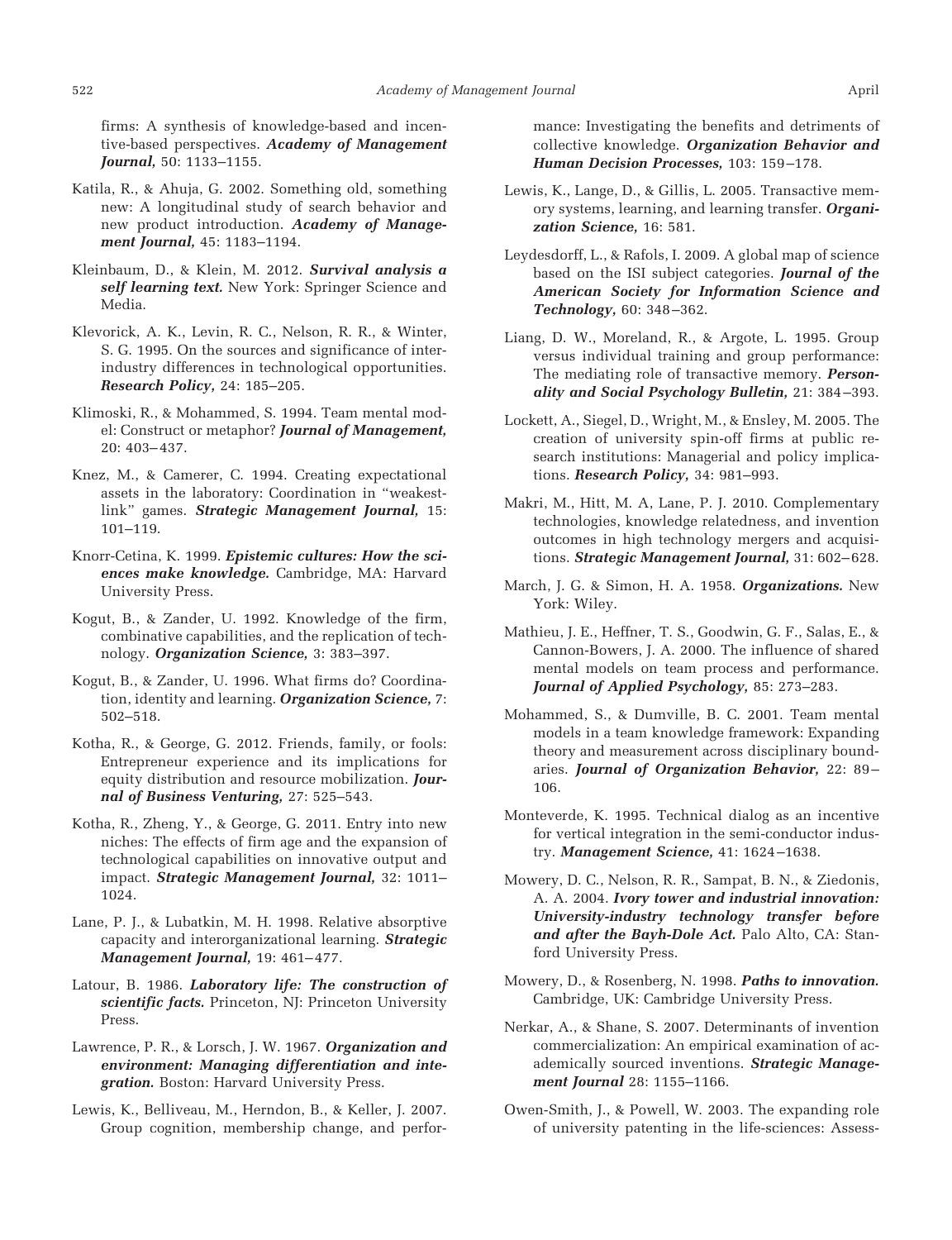firms: A synthesis of knowledge-based and incentive-based perspectives. ***Academy of Management Journal,*** 50: 1133–1155.

Katila, R., & Ahuja, G. 2002. Something old, something new: A longitudinal study of search behavior and new product introduction. ***Academy of Management Journal,*** 45: 1183–1194.

Kleinbaum, D., & Klein, M. 2012. ***Survival analysis a self learning text.*** New York: Springer Science and Media.

Klevorick, A. K., Levin, R. C., Nelson, R. R., & Winter, S. G. 1995. On the sources and significance of interindustry differences in technological opportunities. ***Research Policy,*** 24: 185–205.

Klimoski, R., & Mohammed, S. 1994. Team mental model: Construct or metaphor? ***Journal of Management,*** 20: 403–437.

Knez, M., & Camerer, C. 1994. Creating expectational assets in the laboratory: Coordination in "weakest-link" games. ***Strategic Management Journal,*** 15: 101–119.

Knorr-Cetina, K. 1999. ***Epistemic cultures: How the sciences make knowledge.*** Cambridge, MA: Harvard University Press.

Kogut, B., & Zander, U. 1992. Knowledge of the firm, combinative capabilities, and the replication of technology. ***Organization Science,*** 3: 383–397.

Kogut, B., & Zander, U. 1996. What firms do? Coordination, identity and learning. ***Organization Science,*** 7: 502–518.

Kotha, R., & George, G. 2012. Friends, family, or fools: Entrepreneur experience and its implications for equity distribution and resource mobilization. ***Journal of Business Venturing,*** 27: 525–543.

Kotha, R., Zheng, Y., & George, G. 2011. Entry into new niches: The effects of firm age and the expansion of technological capabilities on innovative output and impact. ***Strategic Management Journal,*** 32: 1011–1024.

Lane, P. J., & Lubatkin, M. H. 1998. Relative absorptive capacity and interorganizational learning. ***Strategic Management Journal,*** 19: 461–477.

Latour, B. 1986. ***Laboratory life: The construction of scientific facts.*** Princeton, NJ: Princeton University Press.

Lawrence, P. R., & Lorsch, J. W. 1967. ***Organization and environment: Managing differentiation and integration.*** Boston: Harvard University Press.

Lewis, K., Belliveau, M., Herndon, B., & Keller, J. 2007. Group cognition, membership change, and performance: Investigating the benefits and detriments of collective knowledge. ***Organization Behavior and Human Decision Processes,*** 103: 159–178.

Lewis, K., Lange, D., & Gillis, L. 2005. Transactive memory systems, learning, and learning transfer. ***Organization Science,*** 16: 581.

Leydesdorff, L., & Rafols, I. 2009. A global map of science based on the ISI subject categories. ***Journal of the American Society for Information Science and Technology,*** 60: 348–362.

Liang, D. W., Moreland, R., & Argote, L. 1995. Group versus individual training and group performance: The mediating role of transactive memory. ***Personality and Social Psychology Bulletin,*** 21: 384–393.

Lockett, A., Siegel, D., Wright, M., & Ensley, M. 2005. The creation of university spin-off firms at public research institutions: Managerial and policy implications. ***Research Policy,*** 34: 981–993.

Makri, M., Hitt, M. A, Lane, P. J. 2010. Complementary technologies, knowledge relatedness, and invention outcomes in high technology mergers and acquisitions. ***Strategic Management Journal,*** 31: 602–628.

March, J. G. & Simon, H. A. 1958. ***Organizations.*** New York: Wiley.

Mathieu, J. E., Heffner, T. S., Goodwin, G. F., Salas, E., & Cannon-Bowers, J. A. 2000. The influence of shared mental models on team process and performance. ***Journal of Applied Psychology,*** 85: 273–283.

Mohammed, S., & Dumville, B. C. 2001. Team mental models in a team knowledge framework: Expanding theory and measurement across disciplinary boundaries. ***Journal of Organization Behavior,*** 22: 89–106.

Monteverde, K. 1995. Technical dialog as an incentive for vertical integration in the semi-conductor industry. ***Management Science,*** 41: 1624–1638.

Mowery, D. C., Nelson, R. R., Sampat, B. N., & Ziedonis, A. A. 2004. ***Ivory tower and industrial innovation: University-industry technology transfer before and after the Bayh-Dole Act.*** Palo Alto, CA: Stanford University Press.

Mowery, D., & Rosenberg, N. 1998. ***Paths to innovation.*** Cambridge, UK: Cambridge University Press.

Nerkar, A., & Shane, S. 2007. Determinants of invention commercialization: An empirical examination of academically sourced inventions. ***Strategic Management Journal*** 28: 1155–1166.

Owen-Smith, J., & Powell, W. 2003. The expanding role of university patenting in the life-sciences: Assess-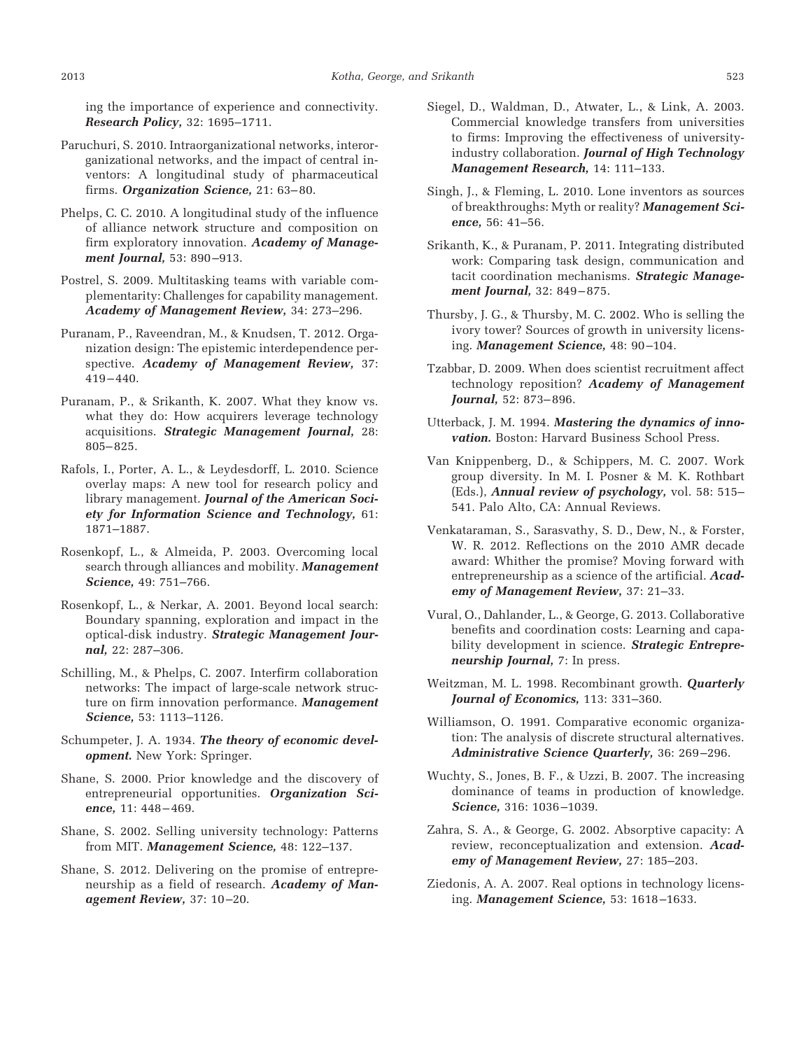ing the importance of experience and connectivity. ***Research Policy,*** 32: 1695–1711.

Paruchuri, S. 2010. Intraorganizational networks, interorganizational networks, and the impact of central inventors: A longitudinal study of pharmaceutical firms. ***Organization Science,*** 21: 63–80.

Phelps, C. C. 2010. A longitudinal study of the influence of alliance network structure and composition on firm exploratory innovation. ***Academy of Management Journal,*** 53: 890–913.

Postrel, S. 2009. Multitasking teams with variable complementarity: Challenges for capability management. ***Academy of Management Review,*** 34: 273–296.

Puranam, P., Raveendran, M., & Knudsen, T. 2012. Organization design: The epistemic interdependence perspective. ***Academy of Management Review,*** 37: 419–440.

Puranam, P., & Srikanth, K. 2007. What they know vs. what they do: How acquirers leverage technology acquisitions. ***Strategic Management Journal,*** 28: 805–825.

Rafols, I., Porter, A. L., & Leydesdorff, L. 2010. Science overlay maps: A new tool for research policy and library management. ***Journal of the American Society for Information Science and Technology,*** 61: 1871–1887.

Rosenkopf, L., & Almeida, P. 2003. Overcoming local search through alliances and mobility. ***Management Science,*** 49: 751–766.

Rosenkopf, L., & Nerkar, A. 2001. Beyond local search: Boundary spanning, exploration and impact in the optical-disk industry. ***Strategic Management Journal,*** 22: 287–306.

Schilling, M., & Phelps, C. 2007. Interfirm collaboration networks: The impact of large-scale network structure on firm innovation performance. ***Management Science,*** 53: 1113–1126.

Schumpeter, J. A. 1934. ***The theory of economic development.*** New York: Springer.

Shane, S. 2000. Prior knowledge and the discovery of entrepreneurial opportunities. ***Organization Science,*** 11: 448–469.

Shane, S. 2002. Selling university technology: Patterns from MIT. ***Management Science,*** 48: 122–137.

Shane, S. 2012. Delivering on the promise of entrepreneurship as a field of research. ***Academy of Management Review,*** 37: 10–20.

Siegel, D., Waldman, D., Atwater, L., & Link, A. 2003. Commercial knowledge transfers from universities to firms: Improving the effectiveness of university-industry collaboration. ***Journal of High Technology Management Research,*** 14: 111–133.

Singh, J., & Fleming, L. 2010. Lone inventors as sources of breakthroughs: Myth or reality? ***Management Science,*** 56: 41–56.

Srikanth, K., & Puranam, P. 2011. Integrating distributed work: Comparing task design, communication and tacit coordination mechanisms. ***Strategic Management Journal,*** 32: 849–875.

Thursby, J. G., & Thursby, M. C. 2002. Who is selling the ivory tower? Sources of growth in university licensing. ***Management Science,*** 48: 90–104.

Tzabbar, D. 2009. When does scientist recruitment affect technology reposition? ***Academy of Management Journal,*** 52: 873–896.

Utterback, J. M. 1994. ***Mastering the dynamics of innovation.*** Boston: Harvard Business School Press.

Van Knippenberg, D., & Schippers, M. C. 2007. Work group diversity. In M. I. Posner & M. K. Rothbart (Eds.), ***Annual review of psychology,*** vol. 58: 515–541. Palo Alto, CA: Annual Reviews.

Venkataraman, S., Sarasvathy, S. D., Dew, N., & Forster, W. R. 2012. Reflections on the 2010 AMR decade award: Whither the promise? Moving forward with entrepreneurship as a science of the artificial. ***Academy of Management Review,*** 37: 21–33.

Vural, O., Dahlander, L., & George, G. 2013. Collaborative benefits and coordination costs: Learning and capability development in science. ***Strategic Entrepreneurship Journal,*** 7: In press.

Weitzman, M. L. 1998. Recombinant growth. ***Quarterly Journal of Economics,*** 113: 331–360.

Williamson, O. 1991. Comparative economic organization: The analysis of discrete structural alternatives. ***Administrative Science Quarterly,*** 36: 269–296.

Wuchty, S., Jones, B. F., & Uzzi, B. 2007. The increasing dominance of teams in production of knowledge. ***Science,*** 316: 1036–1039.

Zahra, S. A., & George, G. 2002. Absorptive capacity: A review, reconceptualization and extension. ***Academy of Management Review,*** 27: 185–203.

Ziedonis, A. A. 2007. Real options in technology licensing. ***Management Science,*** 53: 1618–1633.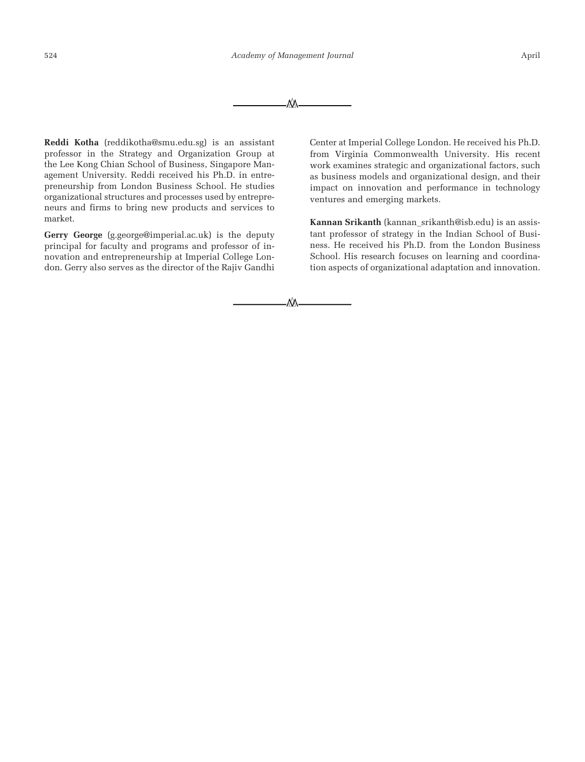**Reddi Kotha** (reddikotha@smu.edu.sg) is an assistant professor in the Strategy and Organization Group at the Lee Kong Chian School of Business, Singapore Management University. Reddi received his Ph.D. in entrepreneurship from London Business School. He studies organizational structures and processes used by entrepreneurs and firms to bring new products and services to market.

**Gerry George** (g.george@imperial.ac.uk) is the deputy principal for faculty and programs and professor of innovation and entrepreneurship at Imperial College London. Gerry also serves as the director of the Rajiv Gandhi Center at Imperial College London. He received his Ph.D. from Virginia Commonwealth University. His recent work examines strategic and organizational factors, such as business models and organizational design, and their impact on innovation and performance in technology ventures and emerging markets.

**Kannan Srikanth** (kannan_srikanth@isb.edu) is an assistant professor of strategy in the Indian School of Business. He received his Ph.D. from the London Business School. His research focuses on learning and coordination aspects of organizational adaptation and innovation.